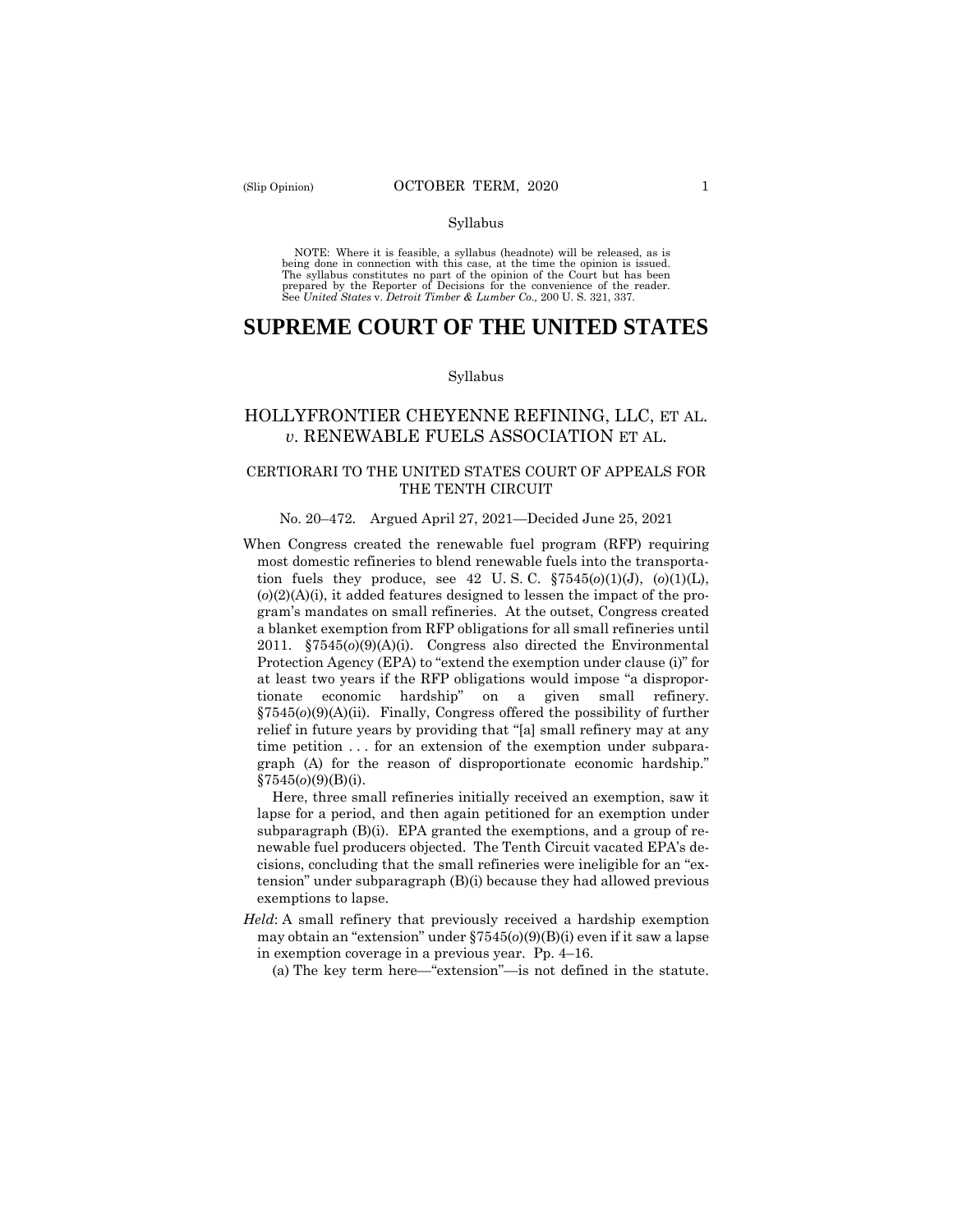Syllabus

NOTE: Where it is feasible, a syllabus (headnote) will be released, as is being done in connection with this case, at the time the opinion is issued. The syllabus constitutes no part of the opinion of the Court but has been prepared by the Reporter of Decisions for the convenience of the reader. See *United States* v. *Detroit Timber & Lumber Co.,* 200 U. S. 321, 337.

# SUPREME COURT OF THE UNITED STATES

Syllabus

## HOLLYFRONTIER CHEYENNE REFINING, LLC, ET AL. *v.* RENEWABLE FUELS ASSOCIATION ET AL.

### CERTIORARI TO THE UNITED STATES COURT OF APPEALS FOR THE TENTH CIRCUIT

No. 20–472. Argued April 27, 2021—Decided June 25, 2021

When Congress created the renewable fuel program (RFP) requiring most domestic refineries to blend renewable fuels into the transportation fuels they produce, see 42 U. S. C. §7545(*o*)(1)(J), (*o*)(1)(L), (*o*)(2)(A)(i), it added features designed to lessen the impact of the program's mandates on small refineries. At the outset, Congress created a blanket exemption from RFP obligations for all small refineries until 2011. §7545(*o*)(9)(A)(i). Congress also directed the Environmental Protection Agency (EPA) to "extend the exemption under clause (i)" for at least two years if the RFP obligations would impose "a disproportionate economic hardship" on a given small refinery. §7545(*o*)(9)(A)(ii). Finally, Congress offered the possibility of further relief in future years by providing that "[a] small refinery may at any time petition . . . for an extension of the exemption under subparagraph (A) for the reason of disproportionate economic hardship." §7545(*o*)(9)(B)(i).

Here, three small refineries initially received an exemption, saw it lapse for a period, and then again petitioned for an exemption under subparagraph (B)(i). EPA granted the exemptions, and a group of renewable fuel producers objected. The Tenth Circuit vacated EPA's decisions, concluding that the small refineries were ineligible for an "extension" under subparagraph (B)(i) because they had allowed previous exemptions to lapse.

*Held*: A small refinery that previously received a hardship exemption may obtain an "extension" under §7545(*o*)(9)(B)(i) even if it saw a lapse in exemption coverage in a previous year. Pp. 4–16.

(a) The key term here—"extension"—is not defined in the statute.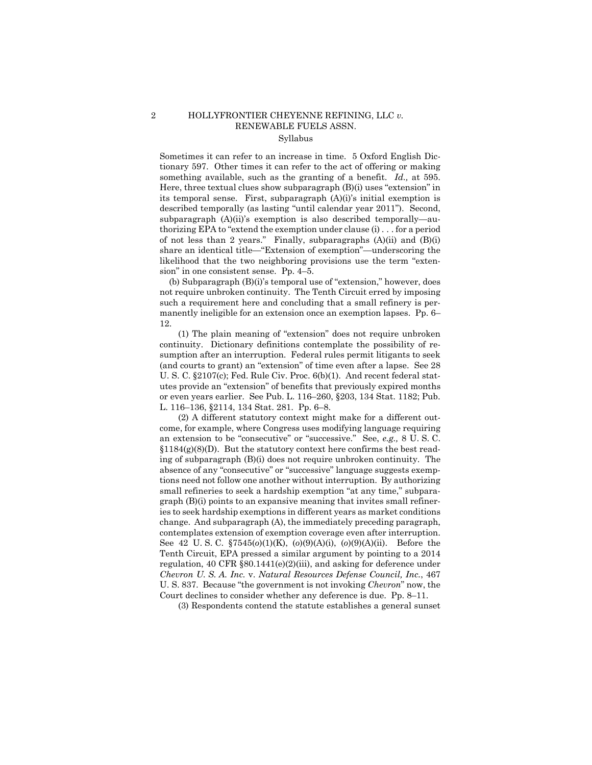Sometimes it can refer to an increase in time. 5 Oxford English Dictionary 597. Other times it can refer to the act of offering or making something available, such as the granting of a benefit. *Id.,* at 595. Here, three textual clues show subparagraph (B)(i) uses "extension" in its temporal sense. First, subparagraph (A)(i)'s initial exemption is described temporally (as lasting "until calendar year 2011"). Second, subparagraph (A)(ii)'s exemption is also described temporally—authorizing EPA to "extend the exemption under clause (i) . . . for a period of not less than 2 years." Finally, subparagraphs (A)(ii) and (B)(i) share an identical title—"Extension of exemption"—underscoring the likelihood that the two neighboring provisions use the term "extension" in one consistent sense. Pp. 4–5.

(b) Subparagraph (B)(i)'s temporal use of "extension," however, does not require unbroken continuity. The Tenth Circuit erred by imposing such a requirement here and concluding that a small refinery is permanently ineligible for an extension once an exemption lapses. Pp. 6–12.

(1) The plain meaning of "extension" does not require unbroken continuity. Dictionary definitions contemplate the possibility of resumption after an interruption. Federal rules permit litigants to seek (and courts to grant) an "extension" of time even after a lapse. See 28 U. S. C. §2107(c); Fed. Rule Civ. Proc. 6(b)(1). And recent federal statutes provide an "extension" of benefits that previously expired months or even years earlier. See Pub. L. 116–260, §203, 134 Stat. 1182; Pub. L. 116–136, §2114, 134 Stat. 281. Pp. 6–8.

(2) A different statutory context might make for a different outcome, for example, where Congress uses modifying language requiring an extension to be "consecutive" or "successive." See, *e.g.,* 8 U. S. C. §1184(g)(8)(D). But the statutory context here confirms the best reading of subparagraph (B)(i) does not require unbroken continuity. The absence of any "consecutive" or "successive" language suggests exemptions need not follow one another without interruption. By authorizing small refineries to seek a hardship exemption "at any time," subparagraph (B)(i) points to an expansive meaning that invites small refineries to seek hardship exemptions in different years as market conditions change. And subparagraph (A), the immediately preceding paragraph, contemplates extension of exemption coverage even after interruption. See 42 U. S. C. §7545(*o*)(1)(K), (*o*)(9)(A)(i), (*o*)(9)(A)(ii). Before the Tenth Circuit, EPA pressed a similar argument by pointing to a 2014 regulation, 40 CFR §80.1441(e)(2)(iii), and asking for deference under *Chevron U. S. A. Inc.* v. *Natural Resources Defense Council, Inc.*, 467 U. S. 837. Because "the government is not invoking *Chevron*" now, the Court declines to consider whether any deference is due. Pp. 8–11.

(3) Respondents contend the statute establishes a general sunset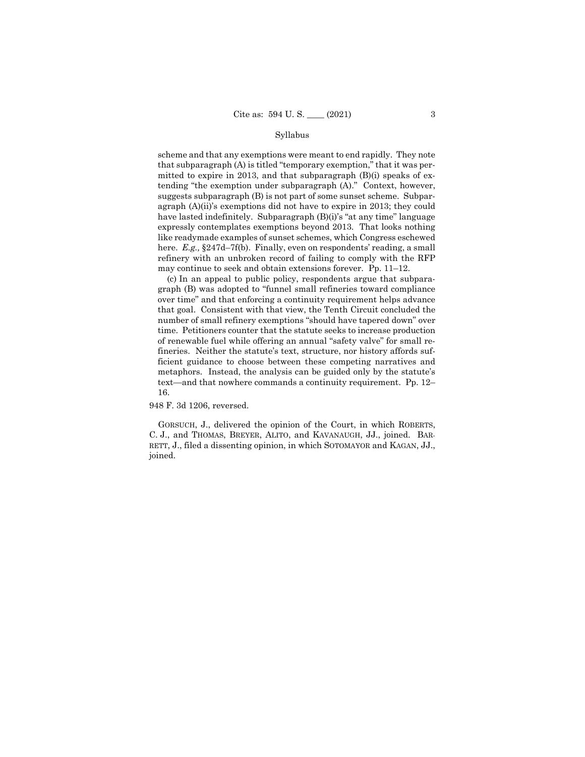scheme and that any exemptions were meant to end rapidly. They note that subparagraph (A) is titled "temporary exemption," that it was permitted to expire in 2013, and that subparagraph (B)(i) speaks of extending "the exemption under subparagraph (A)." Context, however, suggests subparagraph (B) is not part of some sunset scheme. Subparagraph (A)(ii)'s exemptions did not have to expire in 2013; they could have lasted indefinitely. Subparagraph (B)(i)'s "at any time" language expressly contemplates exemptions beyond 2013. That looks nothing like readymade examples of sunset schemes, which Congress eschewed here. *E.g.,* §247d–7f(b). Finally, even on respondents' reading, a small refinery with an unbroken record of failing to comply with the RFP may continue to seek and obtain extensions forever. Pp. 11–12.

(c) In an appeal to public policy, respondents argue that subparagraph (B) was adopted to "funnel small refineries toward compliance over time" and that enforcing a continuity requirement helps advance that goal. Consistent with that view, the Tenth Circuit concluded the number of small refinery exemptions "should have tapered down" over time. Petitioners counter that the statute seeks to increase production of renewable fuel while offering an annual "safety valve" for small refineries. Neither the statute's text, structure, nor history affords sufficient guidance to choose between these competing narratives and metaphors. Instead, the analysis can be guided only by the statute's text—and that nowhere commands a continuity requirement. Pp. 12–16.

948 F. 3d 1206, reversed.

GORSUCH, J., delivered the opinion of the Court, in which ROBERTS, C. J., and THOMAS, BREYER, ALITO, and KAVANAUGH, JJ., joined. BARRETT, J., filed a dissenting opinion, in which SOTOMAYOR and KAGAN, JJ., joined.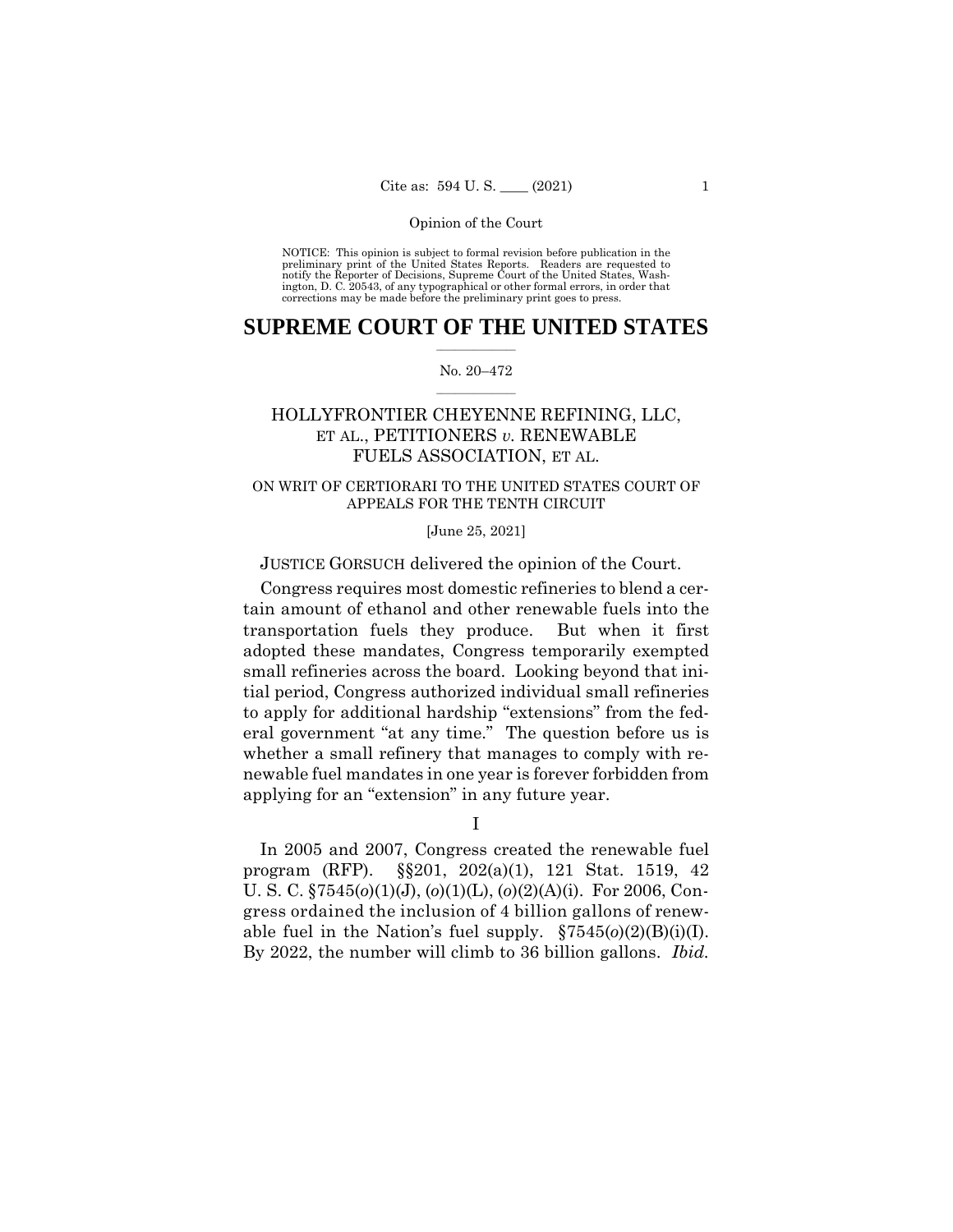Opinion of the Court

NOTICE: This opinion is subject to formal revision before publication in the preliminary print of the United States Reports. Readers are requested to notify the Reporter of Decisions, Supreme Court of the United States, Washington, D. C. 20543, of any typographical or other formal errors, in order that corrections may be made before the preliminary print goes to press.

# SUPREME COURT OF THE UNITED STATES

No. 20–472

## HOLLYFRONTIER CHEYENNE REFINING, LLC, ET AL., PETITIONERS *v.* RENEWABLE FUELS ASSOCIATION, ET AL.

ON WRIT OF CERTIORARI TO THE UNITED STATES COURT OF APPEALS FOR THE TENTH CIRCUIT

[June 25, 2021]

JUSTICE GORSUCH delivered the opinion of the Court.

Congress requires most domestic refineries to blend a certain amount of ethanol and other renewable fuels into the transportation fuels they produce. But when it first adopted these mandates, Congress temporarily exempted small refineries across the board. Looking beyond that initial period, Congress authorized individual small refineries to apply for additional hardship "extensions" from the federal government "at any time." The question before us is whether a small refinery that manages to comply with renewable fuel mandates in one year is forever forbidden from applying for an "extension" in any future year.

I

In 2005 and 2007, Congress created the renewable fuel program (RFP). §§201, 202(a)(1), 121 Stat. 1519, 42 U. S. C. §7545(*o*)(1)(J), (*o*)(1)(L), (*o*)(2)(A)(i). For 2006, Congress ordained the inclusion of 4 billion gallons of renewable fuel in the Nation's fuel supply. §7545(*o*)(2)(B)(i)(I). By 2022, the number will climb to 36 billion gallons. *Ibid.*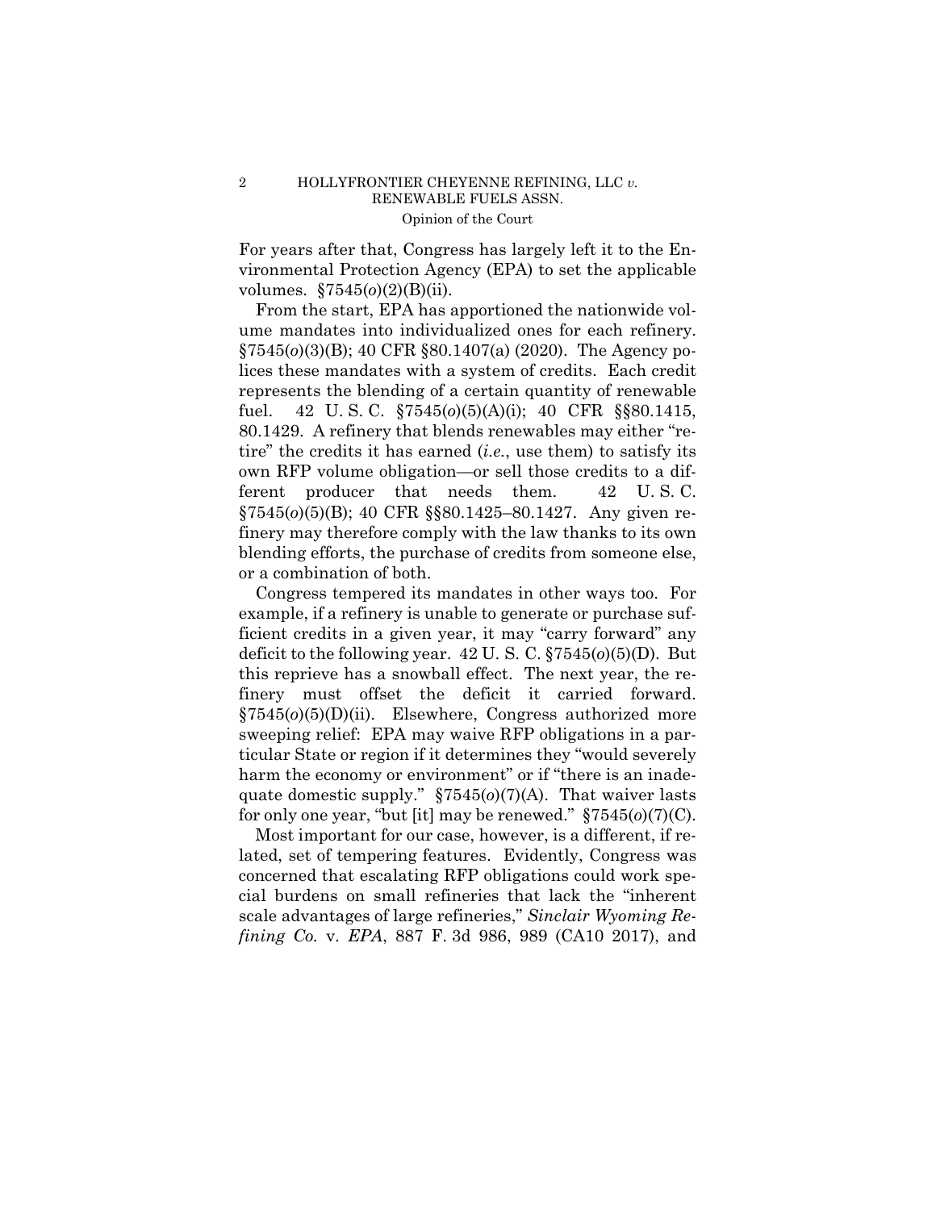For years after that, Congress has largely left it to the Environmental Protection Agency (EPA) to set the applicable volumes. §7545(*o*)(2)(B)(ii).

From the start, EPA has apportioned the nationwide volume mandates into individualized ones for each refinery. §7545(*o*)(3)(B); 40 CFR §80.1407(a) (2020). The Agency polices these mandates with a system of credits. Each credit represents the blending of a certain quantity of renewable fuel. 42 U. S. C. §7545(*o*)(5)(A)(i); 40 CFR §§80.1415, 80.1429. A refinery that blends renewables may either "retire" the credits it has earned (*i.e.*, use them) to satisfy its own RFP volume obligation—or sell those credits to a different producer that needs them. 42 U. S. C. §7545(*o*)(5)(B); 40 CFR §§80.1425–80.1427. Any given refinery may therefore comply with the law thanks to its own blending efforts, the purchase of credits from someone else, or a combination of both.

Congress tempered its mandates in other ways too. For example, if a refinery is unable to generate or purchase sufficient credits in a given year, it may "carry forward" any deficit to the following year. 42 U. S. C. §7545(*o*)(5)(D). But this reprieve has a snowball effect. The next year, the refinery must offset the deficit it carried forward. §7545(*o*)(5)(D)(ii). Elsewhere, Congress authorized more sweeping relief: EPA may waive RFP obligations in a particular State or region if it determines they "would severely harm the economy or environment" or if "there is an inadequate domestic supply." §7545(*o*)(7)(A). That waiver lasts for only one year, "but [it] may be renewed." §7545(*o*)(7)(C).

Most important for our case, however, is a different, if related, set of tempering features. Evidently, Congress was concerned that escalating RFP obligations could work special burdens on small refineries that lack the "inherent scale advantages of large refineries," *Sinclair Wyoming Refining Co.* v. *EPA*, 887 F. 3d 986, 989 (CA10 2017), and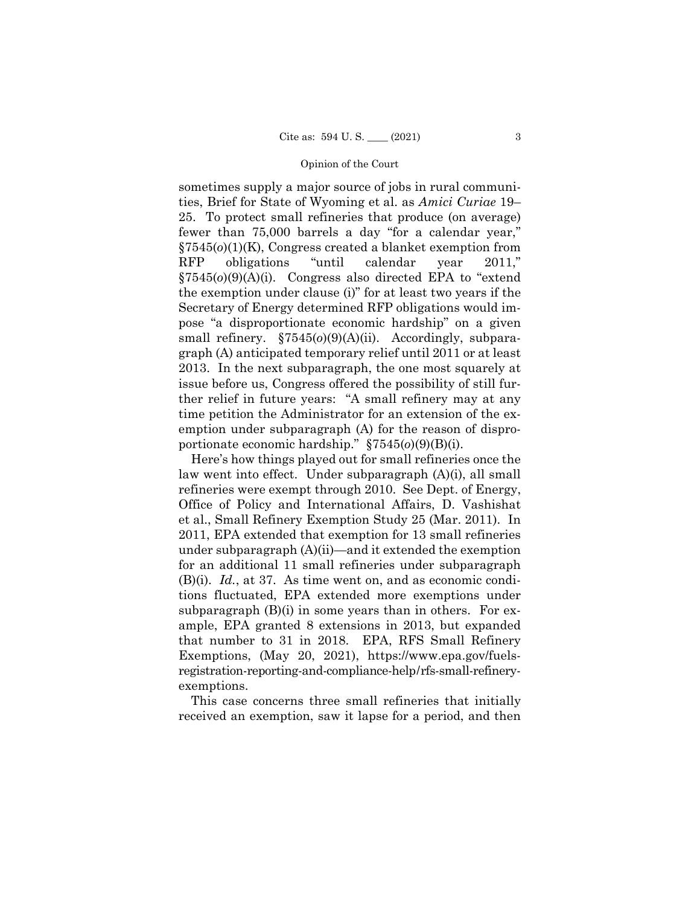sometimes supply a major source of jobs in rural communities, Brief for State of Wyoming et al. as *Amici Curiae* 19–25. To protect small refineries that produce (on average) fewer than 75,000 barrels a day "for a calendar year," §7545(*o*)(1)(K), Congress created a blanket exemption from RFP obligations "until calendar year 2011," §7545(*o*)(9)(A)(i). Congress also directed EPA to "extend the exemption under clause (i)" for at least two years if the Secretary of Energy determined RFP obligations would impose "a disproportionate economic hardship" on a given small refinery. §7545(*o*)(9)(A)(ii). Accordingly, subparagraph (A) anticipated temporary relief until 2011 or at least 2013. In the next subparagraph, the one most squarely at issue before us, Congress offered the possibility of still further relief in future years: "A small refinery may at any time petition the Administrator for an extension of the exemption under subparagraph (A) for the reason of disproportionate economic hardship." §7545(*o*)(9)(B)(i).

Here's how things played out for small refineries once the law went into effect. Under subparagraph (A)(i), all small refineries were exempt through 2010. See Dept. of Energy, Office of Policy and International Affairs, D. Vashishat et al., Small Refinery Exemption Study 25 (Mar. 2011). In 2011, EPA extended that exemption for 13 small refineries under subparagraph (A)(ii)—and it extended the exemption for an additional 11 small refineries under subparagraph (B)(i). *Id.*, at 37. As time went on, and as economic conditions fluctuated, EPA extended more exemptions under subparagraph (B)(i) in some years than in others. For example, EPA granted 8 extensions in 2013, but expanded that number to 31 in 2018. EPA, RFS Small Refinery Exemptions, (May 20, 2021), https://www.epa.gov/fuels-registration-reporting-and-compliance-help/rfs-small-refinery-exemptions.

This case concerns three small refineries that initially received an exemption, saw it lapse for a period, and then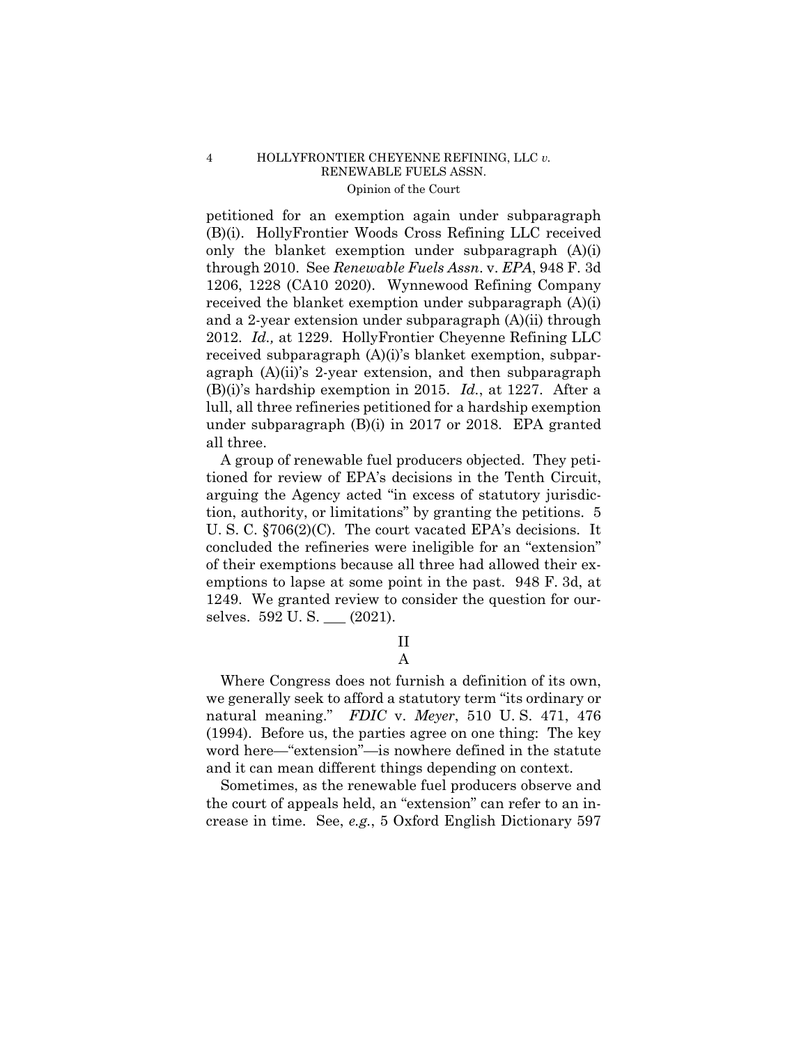petitioned for an exemption again under subparagraph (B)(i). HollyFrontier Woods Cross Refining LLC received only the blanket exemption under subparagraph (A)(i) through 2010. See *Renewable Fuels Assn.* v. *EPA*, 948 F. 3d 1206, 1228 (CA10 2020). Wynnewood Refining Company received the blanket exemption under subparagraph (A)(i) and a 2-year extension under subparagraph (A)(ii) through 2012. *Id.,* at 1229. HollyFrontier Cheyenne Refining LLC received subparagraph (A)(i)'s blanket exemption, subparagraph (A)(ii)'s 2-year extension, and then subparagraph (B)(i)'s hardship exemption in 2015. *Id.*, at 1227. After a lull, all three refineries petitioned for a hardship exemption under subparagraph (B)(i) in 2017 or 2018. EPA granted all three.

A group of renewable fuel producers objected. They petitioned for review of EPA's decisions in the Tenth Circuit, arguing the Agency acted "in excess of statutory jurisdiction, authority, or limitations" by granting the petitions. 5 U. S. C. §706(2)(C). The court vacated EPA's decisions. It concluded the refineries were ineligible for an "extension" of their exemptions because all three had allowed their exemptions to lapse at some point in the past. 948 F. 3d, at 1249. We granted review to consider the question for ourselves. 592 U. S. ___ (2021).

## II

### A

Where Congress does not furnish a definition of its own, we generally seek to afford a statutory term "its ordinary or natural meaning." *FDIC* v. *Meyer*, 510 U. S. 471, 476 (1994). Before us, the parties agree on one thing: The key word here—"extension"—is nowhere defined in the statute and it can mean different things depending on context.

Sometimes, as the renewable fuel producers observe and the court of appeals held, an "extension" can refer to an increase in time. See, *e.g.*, 5 Oxford English Dictionary 597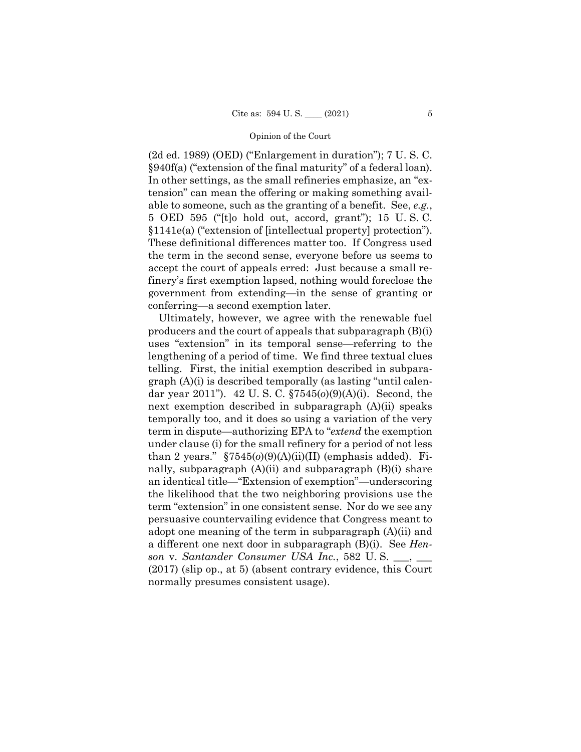(2d ed. 1989) (OED) ("Enlargement in duration"); 7 U. S. C. §940f(a) ("extension of the final maturity" of a federal loan). In other settings, as the small refineries emphasize, an "extension" can mean the offering or making something available to someone, such as the granting of a benefit. See, *e.g.*, 5 OED 595 ("[t]o hold out, accord, grant"); 15 U. S. C. §1141e(a) ("extension of [intellectual property] protection"). These definitional differences matter too. If Congress used the term in the second sense, everyone before us seems to accept the court of appeals erred: Just because a small refinery's first exemption lapsed, nothing would foreclose the government from extending—in the sense of granting or conferring—a second exemption later.

Ultimately, however, we agree with the renewable fuel producers and the court of appeals that subparagraph (B)(i) uses "extension" in its temporal sense—referring to the lengthening of a period of time. We find three textual clues telling. First, the initial exemption described in subparagraph (A)(i) is described temporally (as lasting "until calendar year 2011"). 42 U. S. C. §7545(*o*)(9)(A)(i). Second, the next exemption described in subparagraph (A)(ii) speaks temporally too, and it does so using a variation of the very term in dispute—authorizing EPA to "*extend* the exemption under clause (i) for the small refinery for a period of not less than 2 years." §7545(*o*)(9)(A)(ii)(II) (emphasis added). Finally, subparagraph (A)(ii) and subparagraph (B)(i) share an identical title—"Extension of exemption"—underscoring the likelihood that the two neighboring provisions use the term "extension" in one consistent sense. Nor do we see any persuasive countervailing evidence that Congress meant to adopt one meaning of the term in subparagraph (A)(ii) and a different one next door in subparagraph (B)(i). See *Henson* v. *Santander Consumer USA Inc.*, 582 U. S. \_\_\_, \_\_\_ (2017) (slip op., at 5) (absent contrary evidence, this Court normally presumes consistent usage).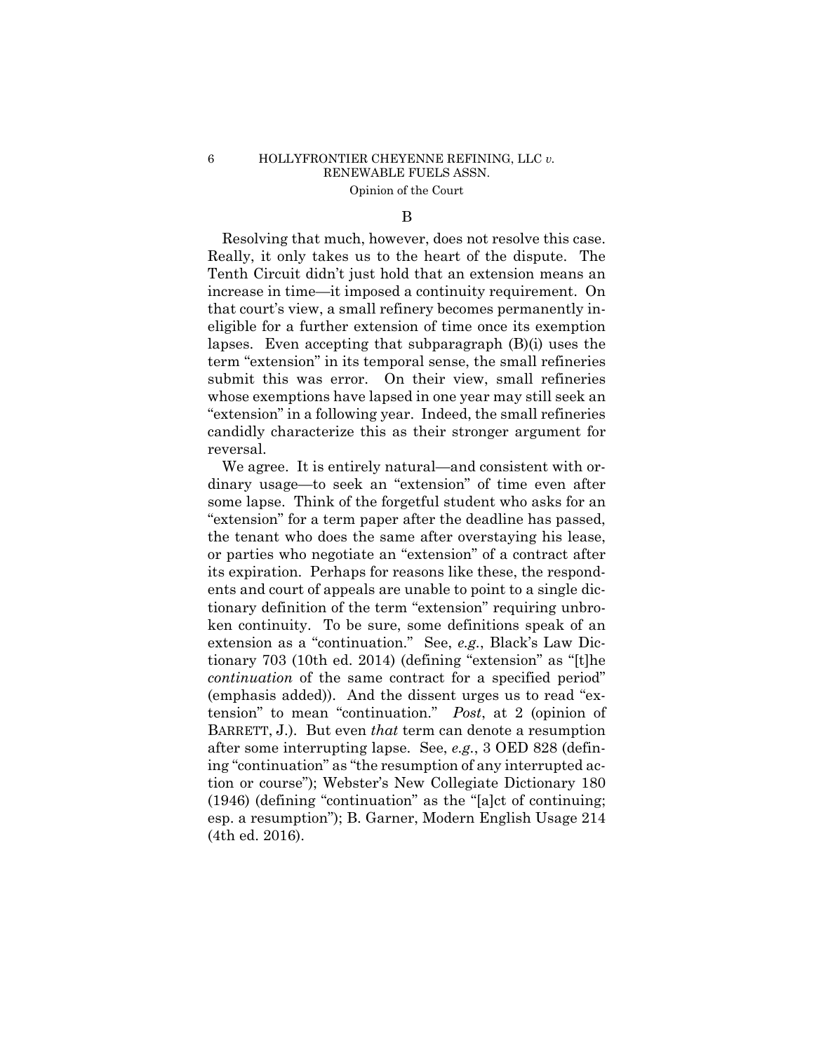### B

Resolving that much, however, does not resolve this case. Really, it only takes us to the heart of the dispute. The Tenth Circuit didn't just hold that an extension means an increase in time—it imposed a continuity requirement. On that court's view, a small refinery becomes permanently ineligible for a further extension of time once its exemption lapses. Even accepting that subparagraph (B)(i) uses the term "extension" in its temporal sense, the small refineries submit this was error. On their view, small refineries whose exemptions have lapsed in one year may still seek an "extension" in a following year. Indeed, the small refineries candidly characterize this as their stronger argument for reversal.

We agree. It is entirely natural—and consistent with ordinary usage—to seek an "extension" of time even after some lapse. Think of the forgetful student who asks for an "extension" for a term paper after the deadline has passed, the tenant who does the same after overstaying his lease, or parties who negotiate an "extension" of a contract after its expiration. Perhaps for reasons like these, the respondents and court of appeals are unable to point to a single dictionary definition of the term "extension" requiring unbroken continuity. To be sure, some definitions speak of an extension as a "continuation." See, *e.g.*, Black's Law Dictionary 703 (10th ed. 2014) (defining "extension" as "[t]he *continuation* of the same contract for a specified period" (emphasis added)). And the dissent urges us to read "extension" to mean "continuation." *Post*, at 2 (opinion of BARRETT, J.). But even *that* term can denote a resumption after some interrupting lapse. See, *e.g.*, 3 OED 828 (defining "continuation" as "the resumption of any interrupted action or course"); Webster's New Collegiate Dictionary 180 (1946) (defining "continuation" as the "[a]ct of continuing; esp. a resumption"); B. Garner, Modern English Usage 214 (4th ed. 2016).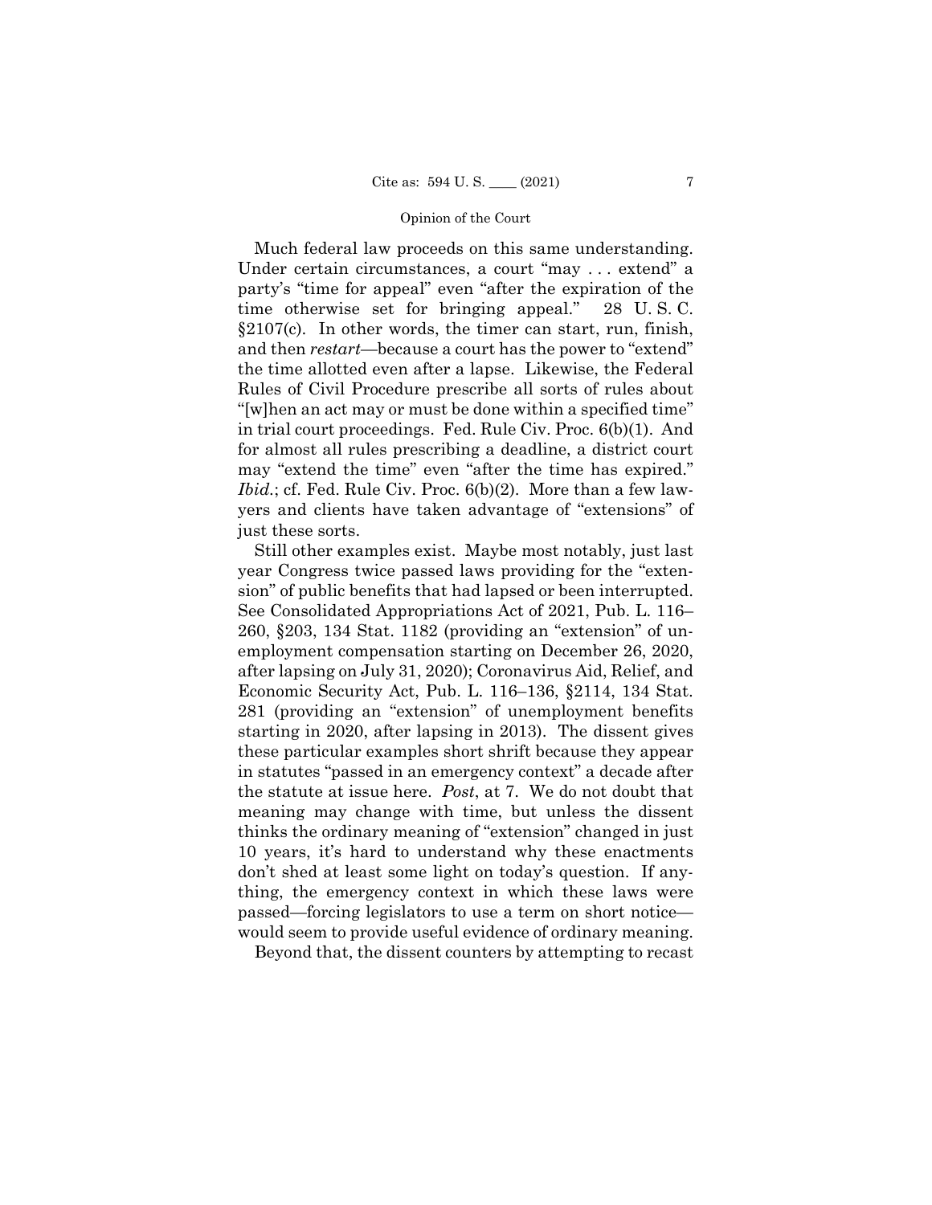Much federal law proceeds on this same understanding. Under certain circumstances, a court "may . . . extend" a party's "time for appeal" even "after the expiration of the time otherwise set for bringing appeal." 28 U. S. C. §2107(c). In other words, the timer can start, run, finish, and then *restart*—because a court has the power to "extend" the time allotted even after a lapse. Likewise, the Federal Rules of Civil Procedure prescribe all sorts of rules about "[w]hen an act may or must be done within a specified time" in trial court proceedings. Fed. Rule Civ. Proc. 6(b)(1). And for almost all rules prescribing a deadline, a district court may "extend the time" even "after the time has expired." *Ibid.*; cf. Fed. Rule Civ. Proc. 6(b)(2). More than a few lawyers and clients have taken advantage of "extensions" of just these sorts.

Still other examples exist. Maybe most notably, just last year Congress twice passed laws providing for the "extension" of public benefits that had lapsed or been interrupted. See Consolidated Appropriations Act of 2021, Pub. L. 116–260, §203, 134 Stat. 1182 (providing an "extension" of unemployment compensation starting on December 26, 2020, after lapsing on July 31, 2020); Coronavirus Aid, Relief, and Economic Security Act, Pub. L. 116–136, §2114, 134 Stat. 281 (providing an "extension" of unemployment benefits starting in 2020, after lapsing in 2013). The dissent gives these particular examples short shrift because they appear in statutes "passed in an emergency context" a decade after the statute at issue here. *Post*, at 7. We do not doubt that meaning may change with time, but unless the dissent thinks the ordinary meaning of "extension" changed in just 10 years, it's hard to understand why these enactments don't shed at least some light on today's question. If anything, the emergency context in which these laws were passed—forcing legislators to use a term on short notice—would seem to provide useful evidence of ordinary meaning.

Beyond that, the dissent counters by attempting to recast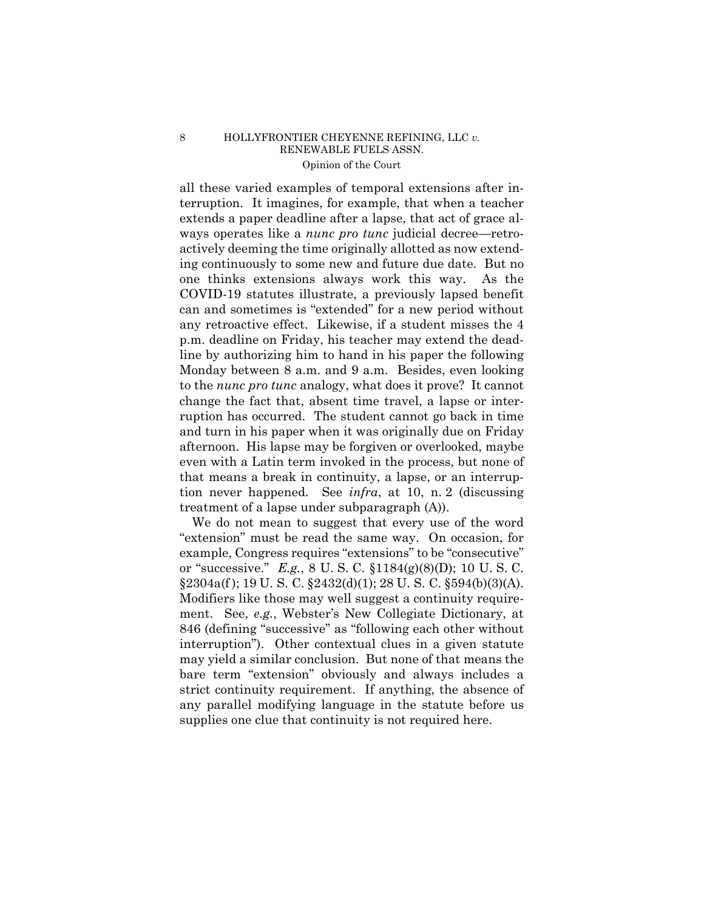all these varied examples of temporal extensions after interruption. It imagines, for example, that when a teacher extends a paper deadline after a lapse, that act of grace always operates like a *nunc pro tunc* judicial decree—retroactively deeming the time originally allotted as now extending continuously to some new and future due date. But no one thinks extensions always work this way. As the COVID-19 statutes illustrate, a previously lapsed benefit can and sometimes is "extended" for a new period without any retroactive effect. Likewise, if a student misses the 4 p.m. deadline on Friday, his teacher may extend the deadline by authorizing him to hand in his paper the following Monday between 8 a.m. and 9 a.m. Besides, even looking to the *nunc pro tunc* analogy, what does it prove? It cannot change the fact that, absent time travel, a lapse or interruption has occurred. The student cannot go back in time and turn in his paper when it was originally due on Friday afternoon. His lapse may be forgiven or overlooked, maybe even with a Latin term invoked in the process, but none of that means a break in continuity, a lapse, or an interruption never happened. See *infra*, at 10, n. 2 (discussing treatment of a lapse under subparagraph (A)).

We do not mean to suggest that every use of the word "extension" must be read the same way. On occasion, for example, Congress requires "extensions" to be "consecutive" or "successive." *E.g.*, 8 U. S. C. §1184(g)(8)(D); 10 U. S. C. §2304a(f); 19 U. S. C. §2432(d)(1); 28 U. S. C. §594(b)(3)(A). Modifiers like those may well suggest a continuity requirement. See, *e.g.*, Webster's New Collegiate Dictionary, at 846 (defining "successive" as "following each other without interruption"). Other contextual clues in a given statute may yield a similar conclusion. But none of that means the bare term "extension" obviously and always includes a strict continuity requirement. If anything, the absence of any parallel modifying language in the statute before us supplies one clue that continuity is not required here.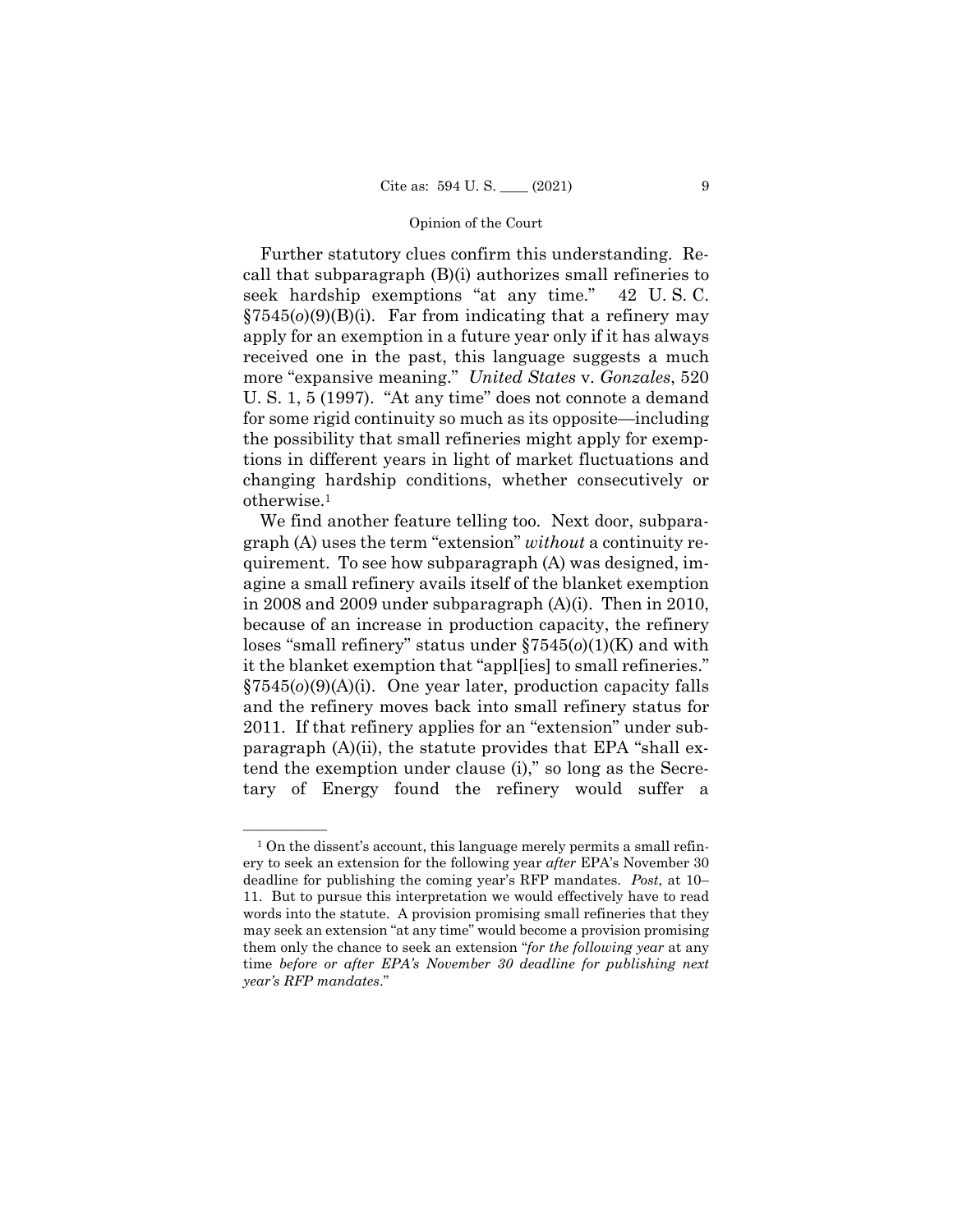Further statutory clues confirm this understanding. Recall that subparagraph (B)(i) authorizes small refineries to seek hardship exemptions "at any time." 42 U. S. C. §7545(*o*)(9)(B)(i). Far from indicating that a refinery may apply for an exemption in a future year only if it has always received one in the past, this language suggests a much more "expansive meaning." *United States* v. *Gonzales*, 520 U. S. 1, 5 (1997). "At any time" does not connote a demand for some rigid continuity so much as its opposite—including the possibility that small refineries might apply for exemptions in different years in light of market fluctuations and changing hardship conditions, whether consecutively or otherwise.[1]

We find another feature telling too. Next door, subparagraph (A) uses the term "extension" *without* a continuity requirement. To see how subparagraph (A) was designed, imagine a small refinery avails itself of the blanket exemption in 2008 and 2009 under subparagraph (A)(i). Then in 2010, because of an increase in production capacity, the refinery loses "small refinery" status under §7545(*o*)(1)(K) and with it the blanket exemption that "appl[ies] to small refineries." §7545(*o*)(9)(A)(i). One year later, production capacity falls and the refinery moves back into small refinery status for 2011. If that refinery applies for an "extension" under subparagraph (A)(ii), the statute provides that EPA "shall extend the exemption under clause (i)," so long as the Secretary of Energy found the refinery would suffer a

---

[1] On the dissent's account, this language merely permits a small refinery to seek an extension for the following year *after* EPA's November 30 deadline for publishing the coming year's RFP mandates. *Post*, at 10–11. But to pursue this interpretation we would effectively have to read words into the statute. A provision promising small refineries that they may seek an extension "at any time" would become a provision promising them only the chance to seek an extension "*for the following year* at any time *before or after EPA's November 30 deadline for publishing next year's RFP mandates*."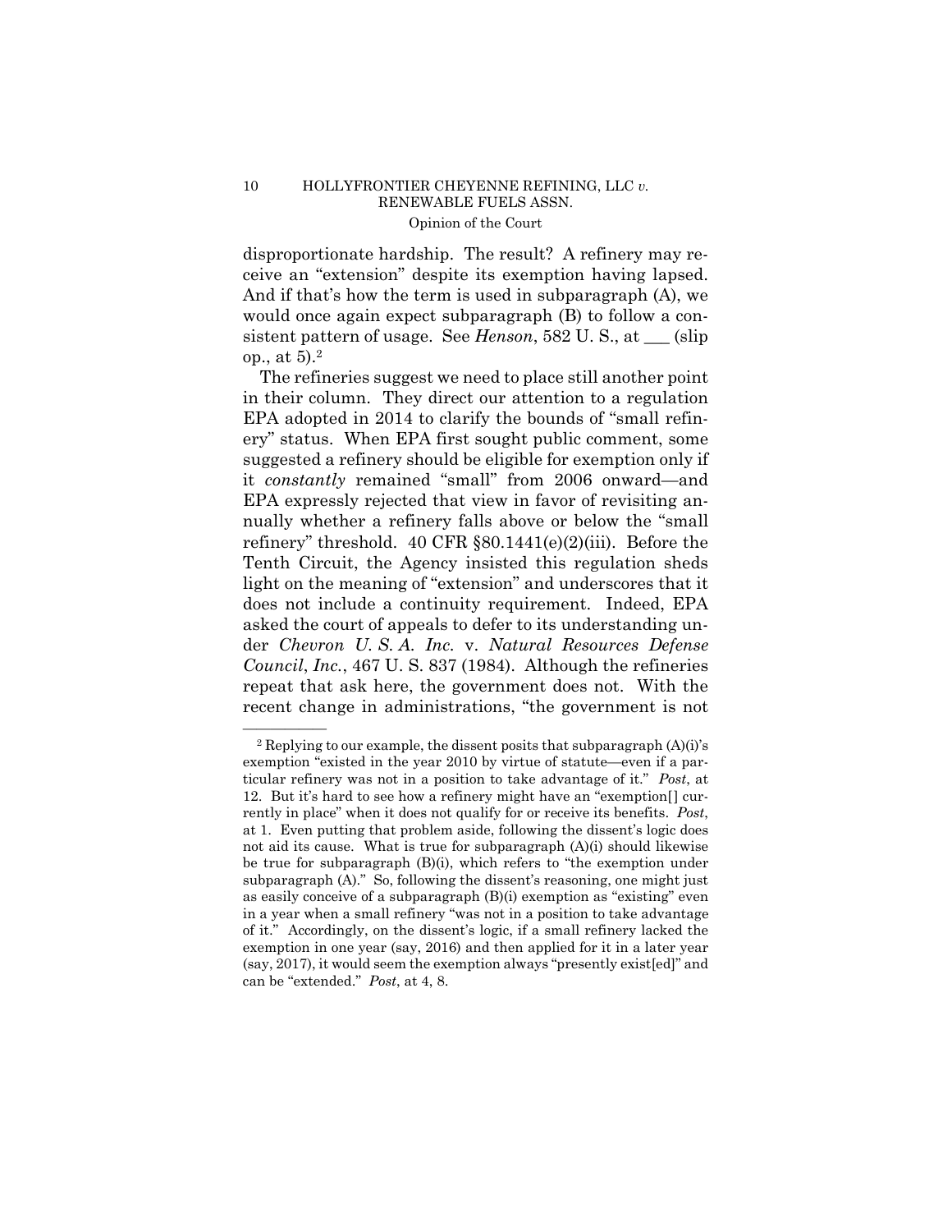disproportionate hardship. The result? A refinery may receive an "extension" despite its exemption having lapsed. And if that's how the term is used in subparagraph (A), we would once again expect subparagraph (B) to follow a consistent pattern of usage. See *Henson*, 582 U. S., at ___ (slip op., at 5).[2]

The refineries suggest we need to place still another point in their column. They direct our attention to a regulation EPA adopted in 2014 to clarify the bounds of "small refinery" status. When EPA first sought public comment, some suggested a refinery should be eligible for exemption only if it *constantly* remained "small" from 2006 onward—and EPA expressly rejected that view in favor of revisiting annually whether a refinery falls above or below the "small refinery" threshold. 40 CFR §80.1441(e)(2)(iii). Before the Tenth Circuit, the Agency insisted this regulation sheds light on the meaning of "extension" and underscores that it does not include a continuity requirement. Indeed, EPA asked the court of appeals to defer to its understanding under *Chevron U. S. A. Inc.* v. *Natural Resources Defense Council*, *Inc.*, 467 U. S. 837 (1984). Although the refineries repeat that ask here, the government does not. With the recent change in administrations, "the government is not

---

[2] Replying to our example, the dissent posits that subparagraph (A)(i)'s exemption "existed in the year 2010 by virtue of statute—even if a particular refinery was not in a position to take advantage of it." *Post*, at 12. But it's hard to see how a refinery might have an "exemption[] currently in place" when it does not qualify for or receive its benefits. *Post*, at 1. Even putting that problem aside, following the dissent's logic does not aid its cause. What is true for subparagraph (A)(i) should likewise be true for subparagraph (B)(i), which refers to "the exemption under subparagraph (A)." So, following the dissent's reasoning, one might just as easily conceive of a subparagraph (B)(i) exemption as "existing" even in a year when a small refinery "was not in a position to take advantage of it." Accordingly, on the dissent's logic, if a small refinery lacked the exemption in one year (say, 2016) and then applied for it in a later year (say, 2017), it would seem the exemption always "presently exist[ed]" and can be "extended." *Post*, at 4, 8.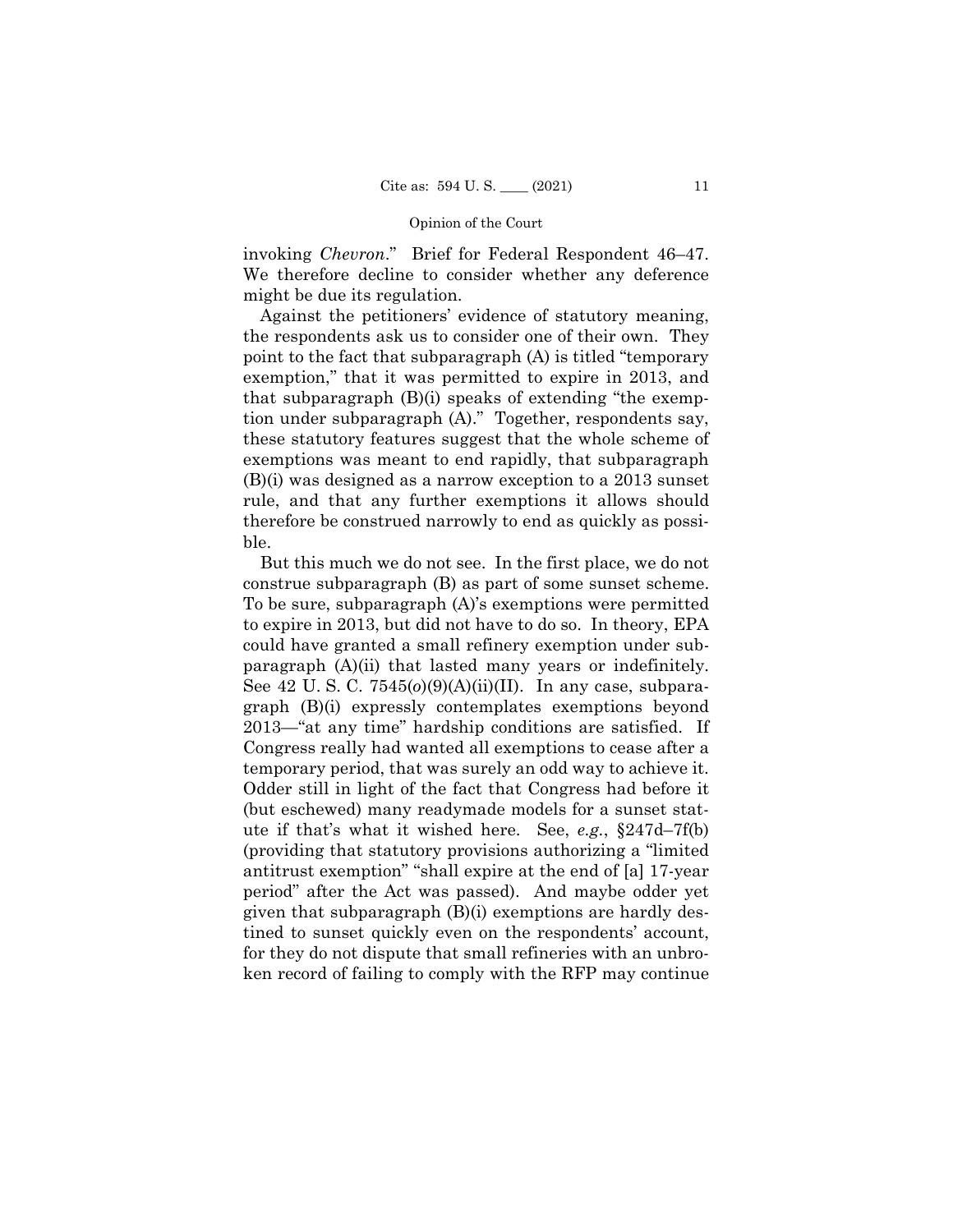invoking *Chevron*." Brief for Federal Respondent 46–47. We therefore decline to consider whether any deference might be due its regulation.

Against the petitioners' evidence of statutory meaning, the respondents ask us to consider one of their own. They point to the fact that subparagraph (A) is titled "temporary exemption," that it was permitted to expire in 2013, and that subparagraph (B)(i) speaks of extending "the exemption under subparagraph (A)." Together, respondents say, these statutory features suggest that the whole scheme of exemptions was meant to end rapidly, that subparagraph (B)(i) was designed as a narrow exception to a 2013 sunset rule, and that any further exemptions it allows should therefore be construed narrowly to end as quickly as possible.

But this much we do not see. In the first place, we do not construe subparagraph (B) as part of some sunset scheme. To be sure, subparagraph (A)'s exemptions were permitted to expire in 2013, but did not have to do so. In theory, EPA could have granted a small refinery exemption under subparagraph (A)(ii) that lasted many years or indefinitely. See 42 U. S. C. 7545(*o*)(9)(A)(ii)(II). In any case, subparagraph (B)(i) expressly contemplates exemptions beyond 2013—"at any time" hardship conditions are satisfied. If Congress really had wanted all exemptions to cease after a temporary period, that was surely an odd way to achieve it. Odder still in light of the fact that Congress had before it (but eschewed) many readymade models for a sunset statute if that's what it wished here. See, *e.g.*, §247d–7f(b) (providing that statutory provisions authorizing a "limited antitrust exemption" "shall expire at the end of [a] 17-year period" after the Act was passed). And maybe odder yet given that subparagraph (B)(i) exemptions are hardly destined to sunset quickly even on the respondents' account, for they do not dispute that small refineries with an unbroken record of failing to comply with the RFP may continue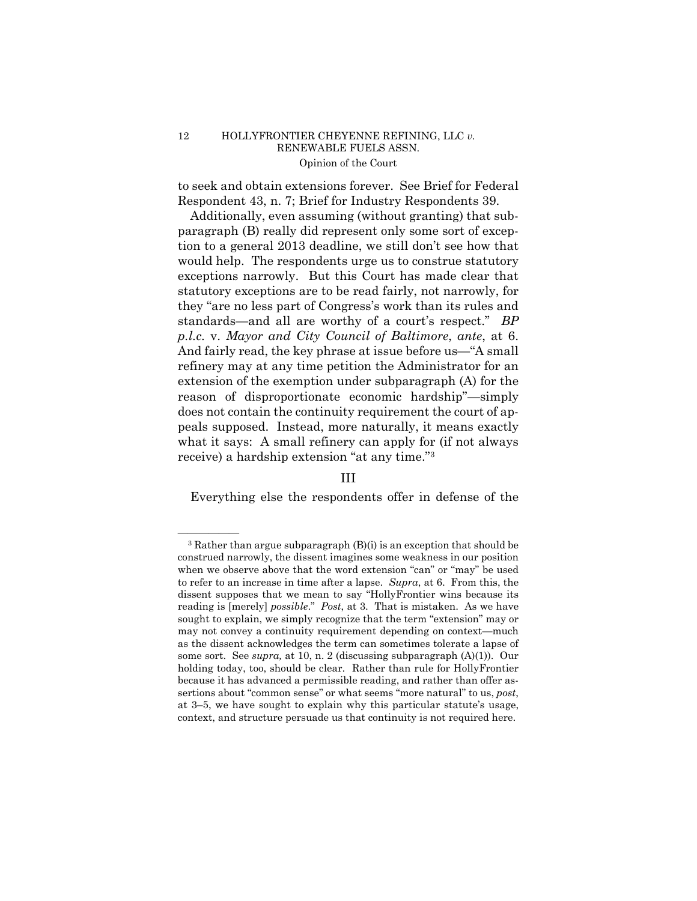to seek and obtain extensions forever. See Brief for Federal Respondent 43, n. 7; Brief for Industry Respondents 39.

Additionally, even assuming (without granting) that subparagraph (B) really did represent only some sort of exception to a general 2013 deadline, we still don't see how that would help. The respondents urge us to construe statutory exceptions narrowly. But this Court has made clear that statutory exceptions are to be read fairly, not narrowly, for they "are no less part of Congress's work than its rules and standards—and all are worthy of a court's respect." *BP p.l.c.* v. *Mayor and City Council of Baltimore*, *ante*, at 6. And fairly read, the key phrase at issue before us—"A small refinery may at any time petition the Administrator for an extension of the exemption under subparagraph (A) for the reason of disproportionate economic hardship"—simply does not contain the continuity requirement the court of appeals supposed. Instead, more naturally, it means exactly what it says: A small refinery can apply for (if not always receive) a hardship extension "at any time."[3]

## III

Everything else the respondents offer in defense of the

---

[3] Rather than argue subparagraph (B)(i) is an exception that should be construed narrowly, the dissent imagines some weakness in our position when we observe above that the word extension "can" or "may" be used to refer to an increase in time after a lapse. *Supra*, at 6. From this, the dissent supposes that we mean to say "HollyFrontier wins because its reading is [merely] *possible*." *Post*, at 3. That is mistaken. As we have sought to explain, we simply recognize that the term "extension" may or may not convey a continuity requirement depending on context—much as the dissent acknowledges the term can sometimes tolerate a lapse of some sort. See *supra,* at 10, n. 2 (discussing subparagraph (A)(1)). Our holding today, too, should be clear. Rather than rule for HollyFrontier because it has advanced a permissible reading, and rather than offer assertions about "common sense" or what seems "more natural" to us, *post*, at 3–5, we have sought to explain why this particular statute's usage, context, and structure persuade us that continuity is not required here.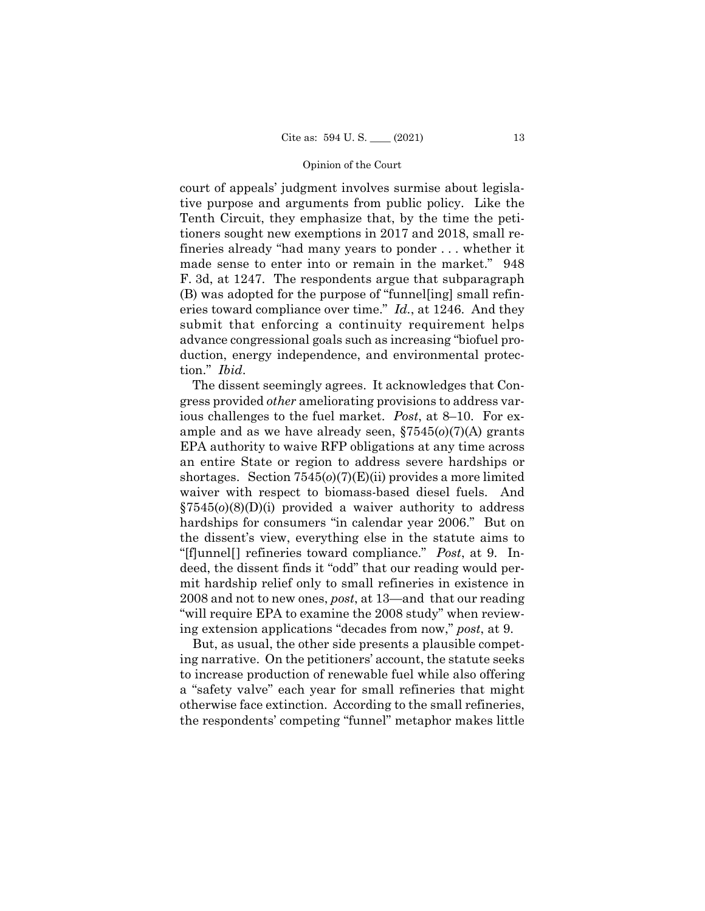court of appeals' judgment involves surmise about legislative purpose and arguments from public policy. Like the Tenth Circuit, they emphasize that, by the time the petitioners sought new exemptions in 2017 and 2018, small refineries already "had many years to ponder . . . whether it made sense to enter into or remain in the market." 948 F. 3d, at 1247. The respondents argue that subparagraph (B) was adopted for the purpose of "funnel[ing] small refineries toward compliance over time." *Id.*, at 1246. And they submit that enforcing a continuity requirement helps advance congressional goals such as increasing "biofuel production, energy independence, and environmental protection." *Ibid.*

The dissent seemingly agrees. It acknowledges that Congress provided *other* ameliorating provisions to address various challenges to the fuel market. *Post*, at 8–10. For example and as we have already seen, §7545(*o*)(7)(A) grants EPA authority to waive RFP obligations at any time across an entire State or region to address severe hardships or shortages. Section 7545(*o*)(7)(E)(ii) provides a more limited waiver with respect to biomass-based diesel fuels. And §7545(*o*)(8)(D)(i) provided a waiver authority to address hardships for consumers "in calendar year 2006." But on the dissent's view, everything else in the statute aims to "[f]unnel[] refineries toward compliance." *Post*, at 9. Indeed, the dissent finds it "odd" that our reading would permit hardship relief only to small refineries in existence in 2008 and not to new ones, *post*, at 13—and that our reading "will require EPA to examine the 2008 study" when reviewing extension applications "decades from now," *post*, at 9.

But, as usual, the other side presents a plausible competing narrative. On the petitioners' account, the statute seeks to increase production of renewable fuel while also offering a "safety valve" each year for small refineries that might otherwise face extinction. According to the small refineries, the respondents' competing "funnel" metaphor makes little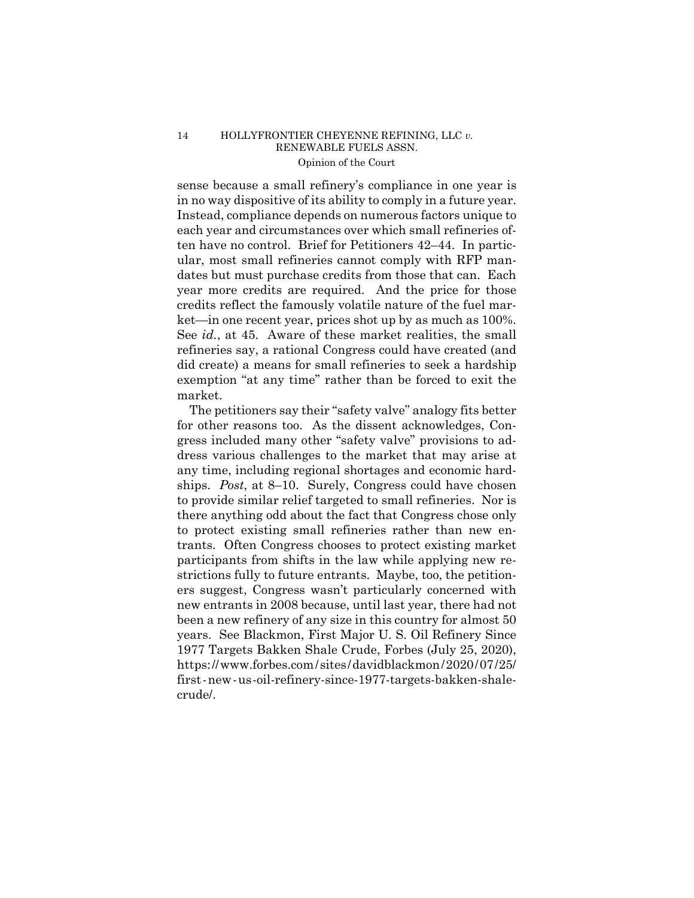sense because a small refinery's compliance in one year is in no way dispositive of its ability to comply in a future year. Instead, compliance depends on numerous factors unique to each year and circumstances over which small refineries often have no control. Brief for Petitioners 42–44. In particular, most small refineries cannot comply with RFP mandates but must purchase credits from those that can. Each year more credits are required. And the price for those credits reflect the famously volatile nature of the fuel market—in one recent year, prices shot up by as much as 100%. See *id.*, at 45. Aware of these market realities, the small refineries say, a rational Congress could have created (and did create) a means for small refineries to seek a hardship exemption "at any time" rather than be forced to exit the market.

The petitioners say their "safety valve" analogy fits better for other reasons too. As the dissent acknowledges, Congress included many other "safety valve" provisions to address various challenges to the market that may arise at any time, including regional shortages and economic hardships. *Post*, at 8–10. Surely, Congress could have chosen to provide similar relief targeted to small refineries. Nor is there anything odd about the fact that Congress chose only to protect existing small refineries rather than new entrants. Often Congress chooses to protect existing market participants from shifts in the law while applying new restrictions fully to future entrants. Maybe, too, the petitioners suggest, Congress wasn't particularly concerned with new entrants in 2008 because, until last year, there had not been a new refinery of any size in this country for almost 50 years. See Blackmon, First Major U. S. Oil Refinery Since 1977 Targets Bakken Shale Crude, Forbes (July 25, 2020), https://www.forbes.com/sites/davidblackmon/2020/07/25/first-new-us-oil-refinery-since-1977-targets-bakken-shale-crude/.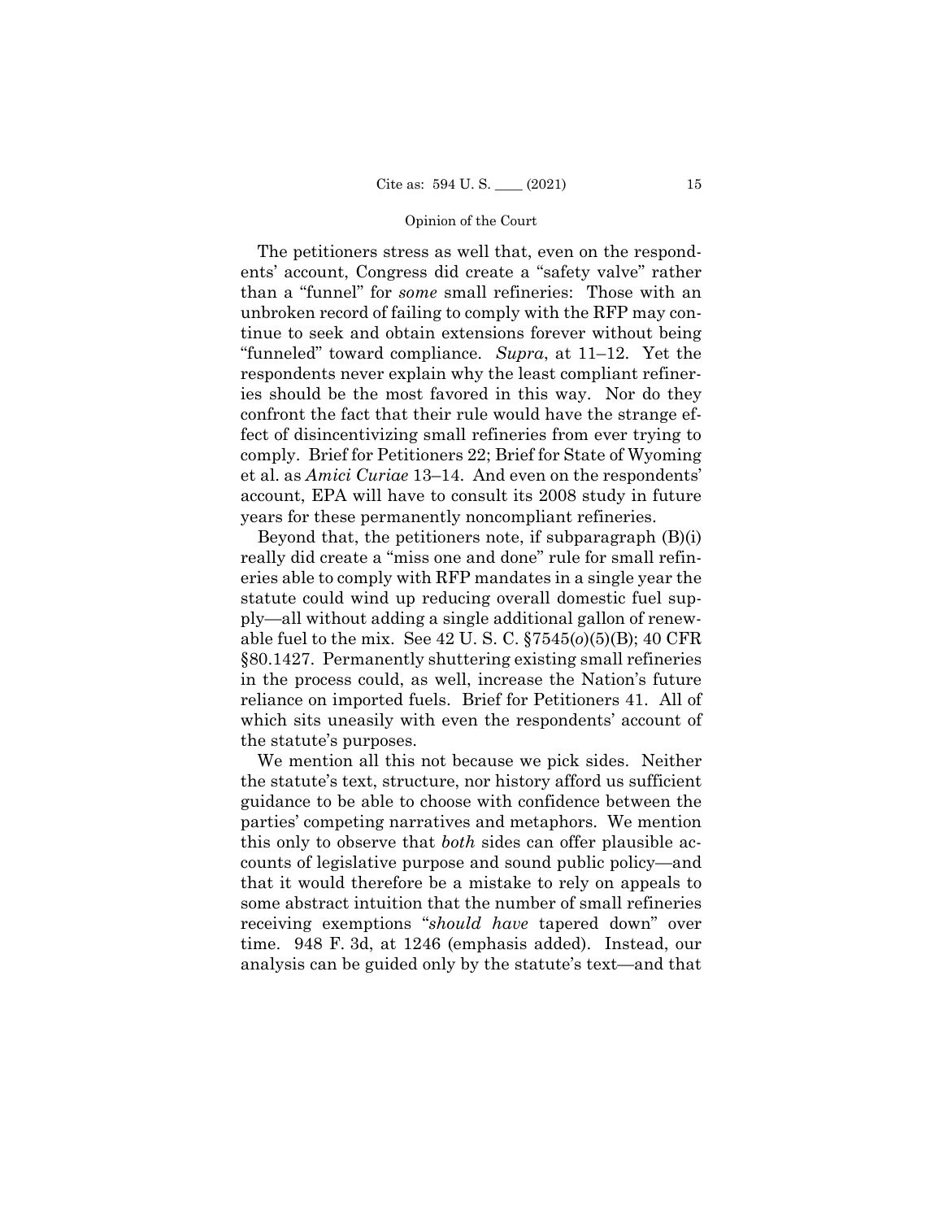The petitioners stress as well that, even on the respondents' account, Congress did create a "safety valve" rather than a "funnel" for *some* small refineries: Those with an unbroken record of failing to comply with the RFP may continue to seek and obtain extensions forever without being "funneled" toward compliance. *Supra*, at 11–12. Yet the respondents never explain why the least compliant refineries should be the most favored in this way. Nor do they confront the fact that their rule would have the strange effect of disincentivizing small refineries from ever trying to comply. Brief for Petitioners 22; Brief for State of Wyoming et al. as *Amici Curiae* 13–14. And even on the respondents' account, EPA will have to consult its 2008 study in future years for these permanently noncompliant refineries.

Beyond that, the petitioners note, if subparagraph (B)(i) really did create a "miss one and done" rule for small refineries able to comply with RFP mandates in a single year the statute could wind up reducing overall domestic fuel supply—all without adding a single additional gallon of renewable fuel to the mix. See 42 U. S. C. §7545(*o*)(5)(B); 40 CFR §80.1427. Permanently shuttering existing small refineries in the process could, as well, increase the Nation's future reliance on imported fuels. Brief for Petitioners 41. All of which sits uneasily with even the respondents' account of the statute's purposes.

We mention all this not because we pick sides. Neither the statute's text, structure, nor history afford us sufficient guidance to be able to choose with confidence between the parties' competing narratives and metaphors. We mention this only to observe that *both* sides can offer plausible accounts of legislative purpose and sound public policy—and that it would therefore be a mistake to rely on appeals to some abstract intuition that the number of small refineries receiving exemptions "*should have* tapered down" over time. 948 F. 3d, at 1246 (emphasis added). Instead, our analysis can be guided only by the statute's text—and that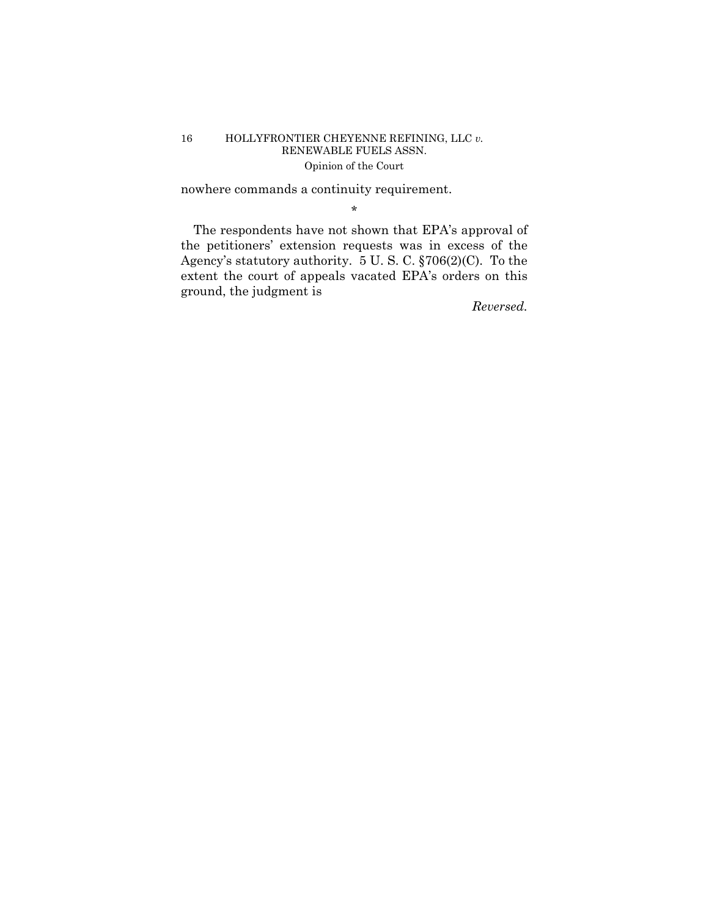nowhere commands a continuity requirement.

\*

The respondents have not shown that EPA's approval of the petitioners' extension requests was in excess of the Agency's statutory authority. 5 U. S. C. §706(2)(C). To the extent the court of appeals vacated EPA's orders on this ground, the judgment is

*Reversed.*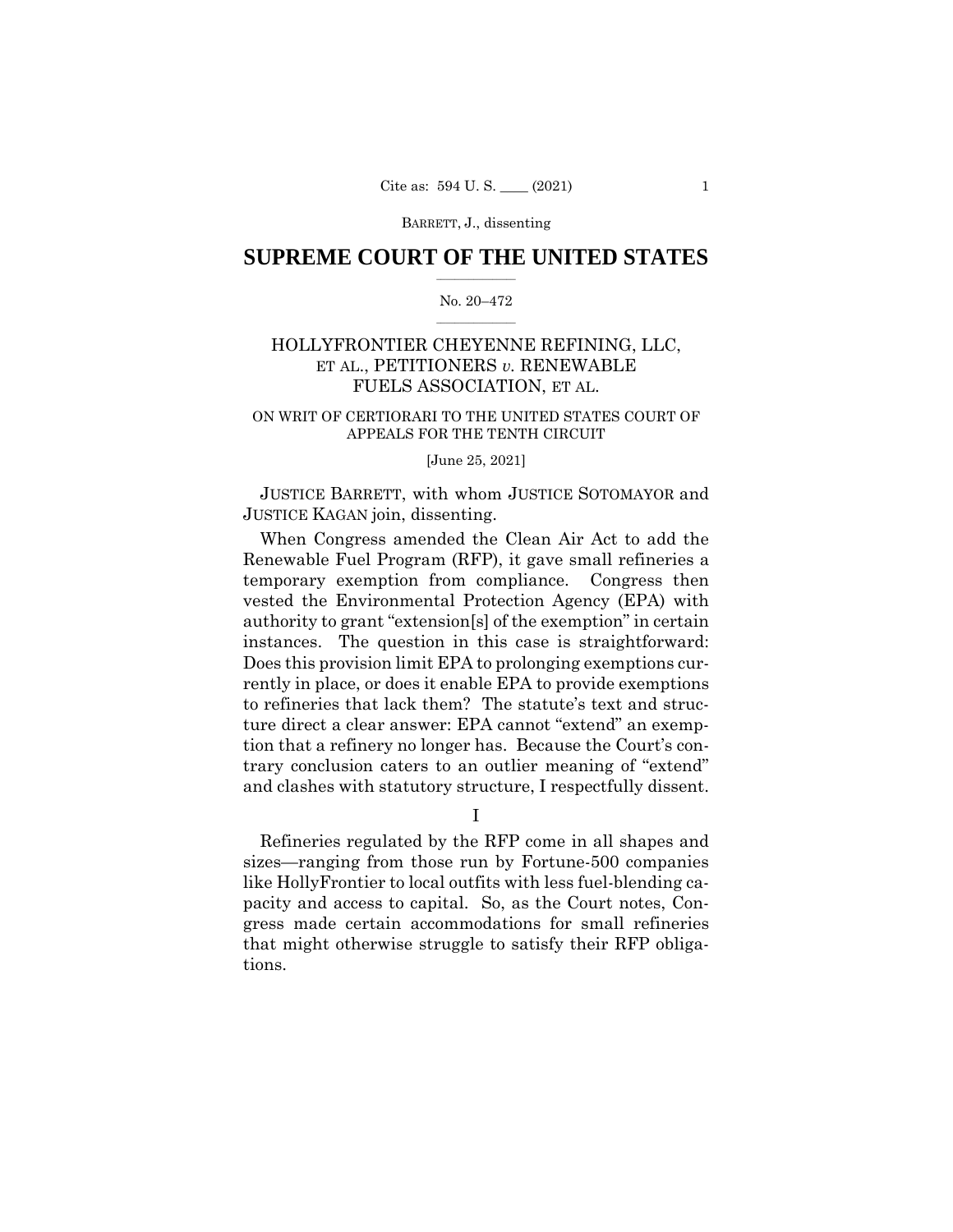# SUPREME COURT OF THE UNITED STATES

No. 20–472

HOLLYFRONTIER CHEYENNE REFINING, LLC, ET AL., PETITIONERS *v.* RENEWABLE FUELS ASSOCIATION, ET AL.

ON WRIT OF CERTIORARI TO THE UNITED STATES COURT OF APPEALS FOR THE TENTH CIRCUIT

[June 25, 2021]

JUSTICE BARRETT, with whom JUSTICE SOTOMAYOR and JUSTICE KAGAN join, dissenting.

When Congress amended the Clean Air Act to add the Renewable Fuel Program (RFP), it gave small refineries a temporary exemption from compliance. Congress then vested the Environmental Protection Agency (EPA) with authority to grant "extension[s] of the exemption" in certain instances. The question in this case is straightforward: Does this provision limit EPA to prolonging exemptions currently in place, or does it enable EPA to provide exemptions to refineries that lack them? The statute's text and structure direct a clear answer: EPA cannot "extend" an exemption that a refinery no longer has. Because the Court's contrary conclusion caters to an outlier meaning of "extend" and clashes with statutory structure, I respectfully dissent.

## I

Refineries regulated by the RFP come in all shapes and sizes—ranging from those run by Fortune-500 companies like HollyFrontier to local outfits with less fuel-blending capacity and access to capital. So, as the Court notes, Congress made certain accommodations for small refineries that might otherwise struggle to satisfy their RFP obligations.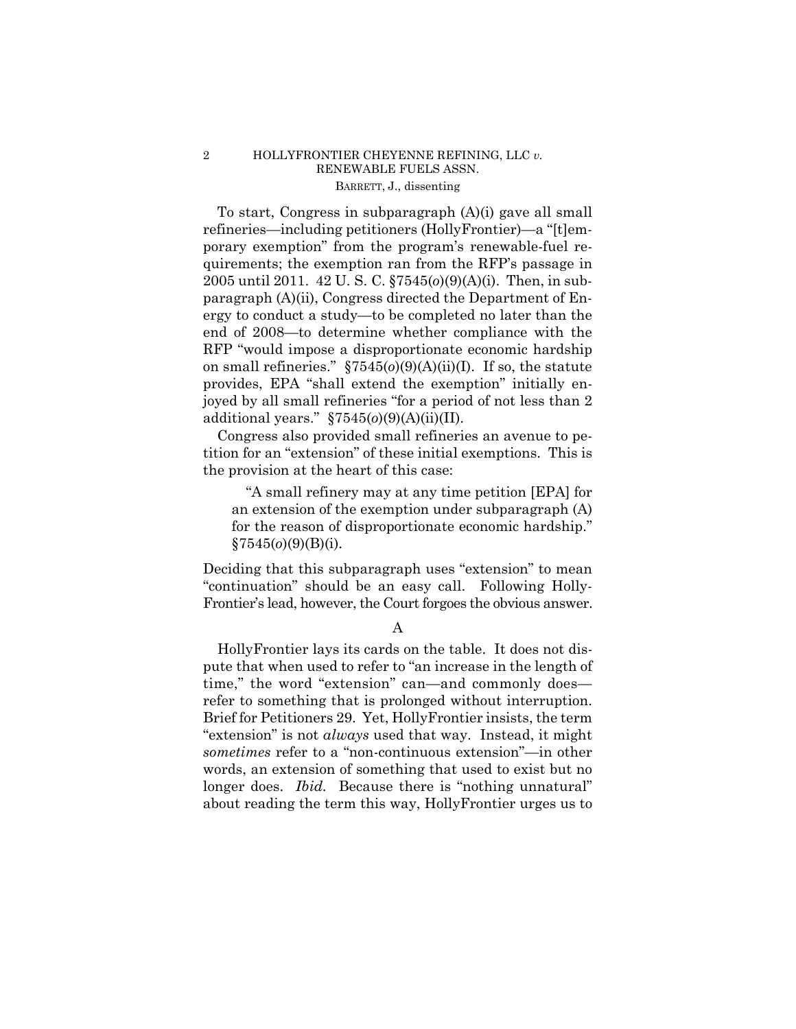To start, Congress in subparagraph (A)(i) gave all small refineries—including petitioners (HollyFrontier)—a "[t]emporary exemption" from the program's renewable-fuel requirements; the exemption ran from the RFP's passage in 2005 until 2011. 42 U. S. C. §7545(*o*)(9)(A)(i). Then, in subparagraph (A)(ii), Congress directed the Department of Energy to conduct a study—to be completed no later than the end of 2008—to determine whether compliance with the RFP "would impose a disproportionate economic hardship on small refineries." §7545(*o*)(9)(A)(ii)(I). If so, the statute provides, EPA "shall extend the exemption" initially enjoyed by all small refineries "for a period of not less than 2 additional years." §7545(*o*)(9)(A)(ii)(II).

Congress also provided small refineries an avenue to petition for an "extension" of these initial exemptions. This is the provision at the heart of this case:

> "A small refinery may at any time petition [EPA] for an extension of the exemption under subparagraph (A) for the reason of disproportionate economic hardship." §7545(*o*)(9)(B)(i).

Deciding that this subparagraph uses "extension" to mean "continuation" should be an easy call. Following HollyFrontier's lead, however, the Court forgoes the obvious answer.

### A

HollyFrontier lays its cards on the table. It does not dispute that when used to refer to "an increase in the length of time," the word "extension" can—and commonly does—refer to something that is prolonged without interruption. Brief for Petitioners 29. Yet, HollyFrontier insists, the term "extension" is not *always* used that way. Instead, it might *sometimes* refer to a "non-continuous extension"—in other words, an extension of something that used to exist but no longer does. *Ibid.* Because there is "nothing unnatural" about reading the term this way, HollyFrontier urges us to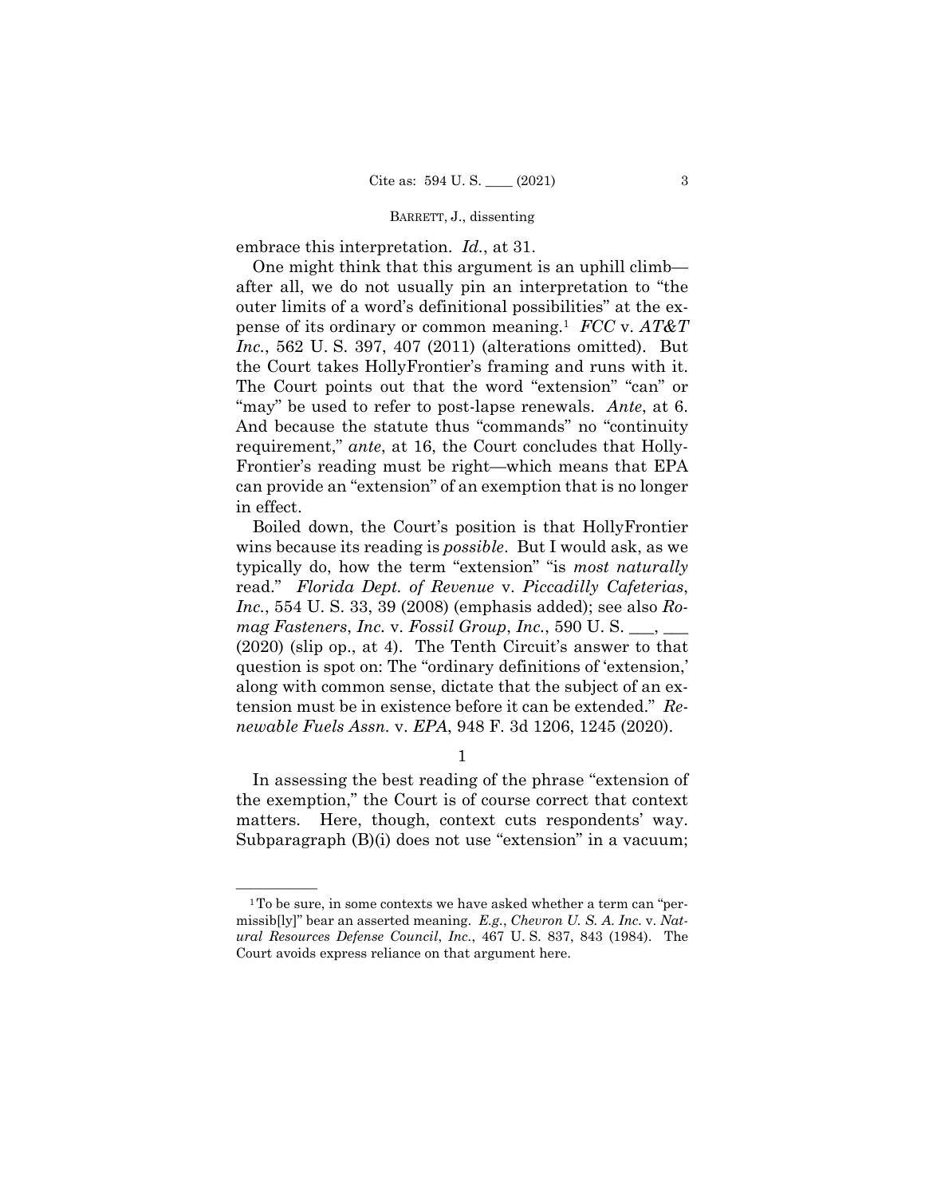embrace this interpretation. *Id.*, at 31.

One might think that this argument is an uphill climb—after all, we do not usually pin an interpretation to "the outer limits of a word's definitional possibilities" at the expense of its ordinary or common meaning.[1] *FCC* v. *AT&T Inc.*, 562 U. S. 397, 407 (2011) (alterations omitted). But the Court takes HollyFrontier's framing and runs with it. The Court points out that the word "extension" "can" or "may" be used to refer to post-lapse renewals. *Ante*, at 6. And because the statute thus "commands" no "continuity requirement," *ante*, at 16, the Court concludes that HollyFrontier's reading must be right—which means that EPA can provide an "extension" of an exemption that is no longer in effect.

Boiled down, the Court's position is that HollyFrontier wins because its reading is *possible*. But I would ask, as we typically do, how the term "extension" "is *most naturally* read." *Florida Dept. of Revenue* v. *Piccadilly Cafeterias, Inc.*, 554 U. S. 33, 39 (2008) (emphasis added); see also *Romag Fasteners, Inc.* v. *Fossil Group, Inc.*, 590 U. S. ___, ___ (2020) (slip op., at 4). The Tenth Circuit's answer to that question is spot on: The "ordinary definitions of 'extension,' along with common sense, dictate that the subject of an extension must be in existence before it can be extended." *Renewable Fuels Assn.* v. *EPA*, 948 F. 3d 1206, 1245 (2020).

1

In assessing the best reading of the phrase "extension of the exemption," the Court is of course correct that context matters. Here, though, context cuts respondents' way. Subparagraph (B)(i) does not use "extension" in a vacuum;

---

[1] To be sure, in some contexts we have asked whether a term can "permissib[ly]" bear an asserted meaning. *E.g.*, *Chevron U. S. A. Inc.* v. *Natural Resources Defense Council, Inc.*, 467 U. S. 837, 843 (1984). The Court avoids express reliance on that argument here.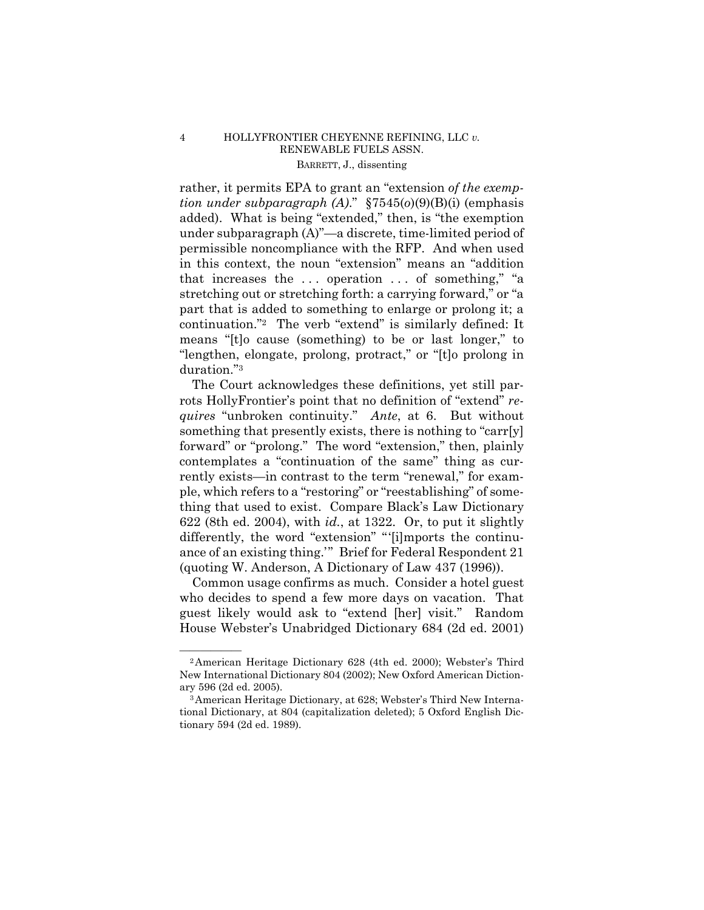rather, it permits EPA to grant an "extension *of the exemption under subparagraph (A)*." §7545(*o*)(9)(B)(i) (emphasis added). What is being "extended," then, is "the exemption under subparagraph (A)"—a discrete, time-limited period of permissible noncompliance with the RFP. And when used in this context, the noun "extension" means an "addition that increases the . . . operation . . . of something," "a stretching out or stretching forth: a carrying forward," or "a part that is added to something to enlarge or prolong it; a continuation."[2] The verb "extend" is similarly defined: It means "[t]o cause (something) to be or last longer," to "lengthen, elongate, prolong, protract," or "[t]o prolong in duration."[3]

The Court acknowledges these definitions, yet still parrots HollyFrontier's point that no definition of "extend" *requires* "unbroken continuity." *Ante*, at 6. But without something that presently exists, there is nothing to "carr[y] forward" or "prolong." The word "extension," then, plainly contemplates a "continuation of the same" thing as currently exists—in contrast to the term "renewal," for example, which refers to a "restoring" or "reestablishing" of something that used to exist. Compare Black's Law Dictionary 622 (8th ed. 2004), with *id.*, at 1322. Or, to put it slightly differently, the word "extension" "'[i]mports the continuance of an existing thing.'" Brief for Federal Respondent 21 (quoting W. Anderson, A Dictionary of Law 437 (1996)).

Common usage confirms as much. Consider a hotel guest who decides to spend a few more days on vacation. That guest likely would ask to "extend [her] visit." Random House Webster's Unabridged Dictionary 684 (2d ed. 2001)

---

[2] American Heritage Dictionary 628 (4th ed. 2000); Webster's Third New International Dictionary 804 (2002); New Oxford American Dictionary 596 (2d ed. 2005).

[3] American Heritage Dictionary, at 628; Webster's Third New International Dictionary, at 804 (capitalization deleted); 5 Oxford English Dictionary 594 (2d ed. 1989).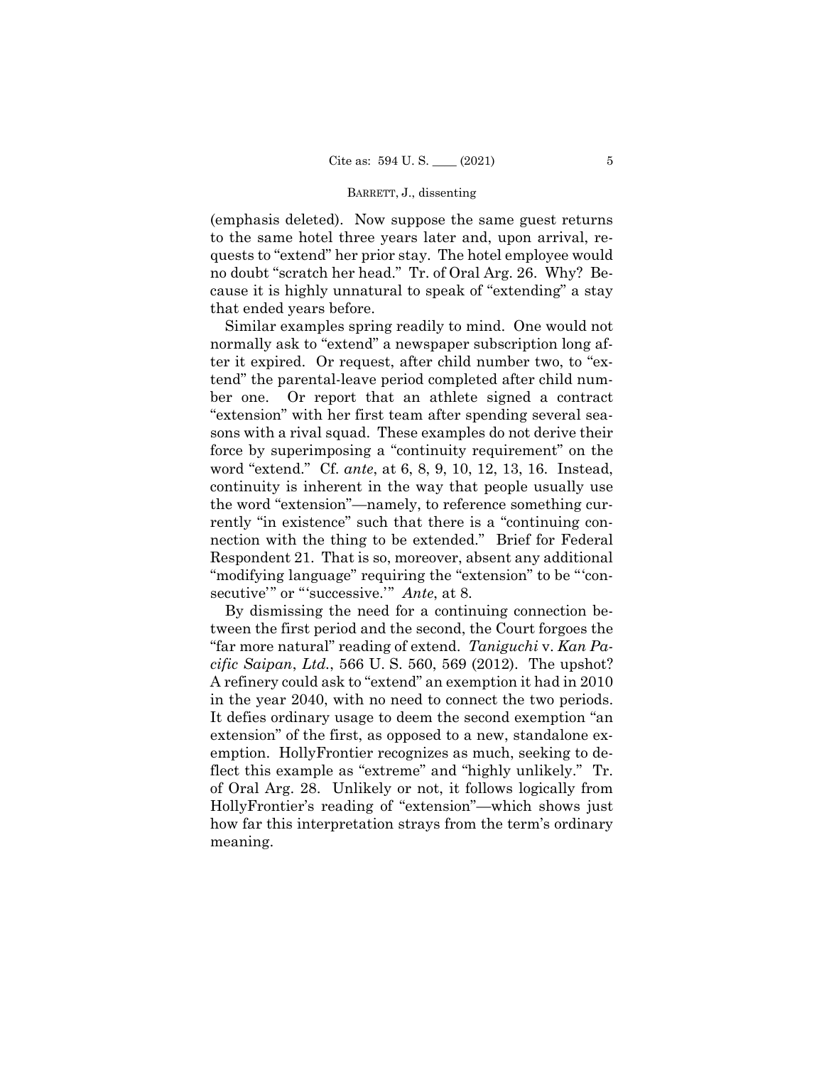(emphasis deleted). Now suppose the same guest returns to the same hotel three years later and, upon arrival, requests to "extend" her prior stay. The hotel employee would no doubt "scratch her head." Tr. of Oral Arg. 26. Why? Because it is highly unnatural to speak of "extending" a stay that ended years before.

Similar examples spring readily to mind. One would not normally ask to "extend" a newspaper subscription long after it expired. Or request, after child number two, to "extend" the parental-leave period completed after child number one. Or report that an athlete signed a contract "extension" with her first team after spending several seasons with a rival squad. These examples do not derive their force by superimposing a "continuity requirement" on the word "extend." Cf. *ante*, at 6, 8, 9, 10, 12, 13, 16. Instead, continuity is inherent in the way that people usually use the word "extension"—namely, to reference something currently "in existence" such that there is a "continuing connection with the thing to be extended." Brief for Federal Respondent 21. That is so, moreover, absent any additional "modifying language" requiring the "extension" to be "'consecutive'" or "'successive.'" *Ante*, at 8.

By dismissing the need for a continuing connection between the first period and the second, the Court forgoes the "far more natural" reading of extend. *Taniguchi* v. *Kan Pacific Saipan*, *Ltd.*, 566 U. S. 560, 569 (2012). The upshot? A refinery could ask to "extend" an exemption it had in 2010 in the year 2040, with no need to connect the two periods. It defies ordinary usage to deem the second exemption "an extension" of the first, as opposed to a new, standalone exemption. HollyFrontier recognizes as much, seeking to deflect this example as "extreme" and "highly unlikely." Tr. of Oral Arg. 28. Unlikely or not, it follows logically from HollyFrontier's reading of "extension"—which shows just how far this interpretation strays from the term's ordinary meaning.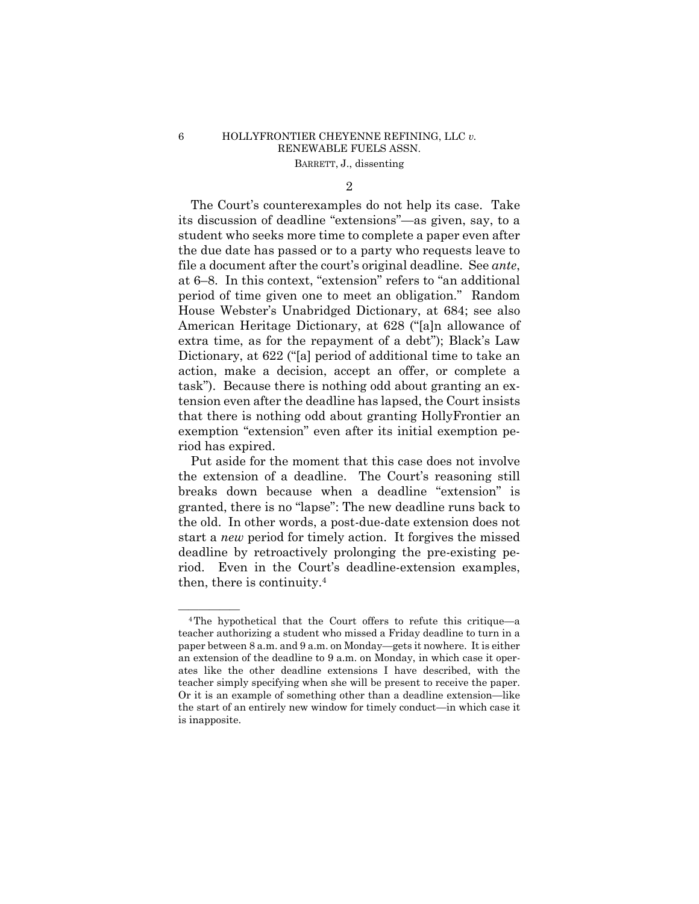2

The Court's counterexamples do not help its case. Take its discussion of deadline "extensions"—as given, say, to a student who seeks more time to complete a paper even after the due date has passed or to a party who requests leave to file a document after the court's original deadline. See *ante*, at 6–8. In this context, "extension" refers to "an additional period of time given one to meet an obligation." Random House Webster's Unabridged Dictionary, at 684; see also American Heritage Dictionary, at 628 ("[a]n allowance of extra time, as for the repayment of a debt"); Black's Law Dictionary, at 622 ("[a] period of additional time to take an action, make a decision, accept an offer, or complete a task"). Because there is nothing odd about granting an extension even after the deadline has lapsed, the Court insists that there is nothing odd about granting HollyFrontier an exemption "extension" even after its initial exemption period has expired.

Put aside for the moment that this case does not involve the extension of a deadline. The Court's reasoning still breaks down because when a deadline "extension" is granted, there is no "lapse": The new deadline runs back to the old. In other words, a post-due-date extension does not start a *new* period for timely action. It forgives the missed deadline by retroactively prolonging the pre-existing period. Even in the Court's deadline-extension examples, then, there is continuity.[4]

[4] The hypothetical that the Court offers to refute this critique—a teacher authorizing a student who missed a Friday deadline to turn in a paper between 8 a.m. and 9 a.m. on Monday—gets it nowhere. It is either an extension of the deadline to 9 a.m. on Monday, in which case it operates like the other deadline extensions I have described, with the teacher simply specifying when she will be present to receive the paper. Or it is an example of something other than a deadline extension—like the start of an entirely new window for timely conduct—in which case it is inapposite.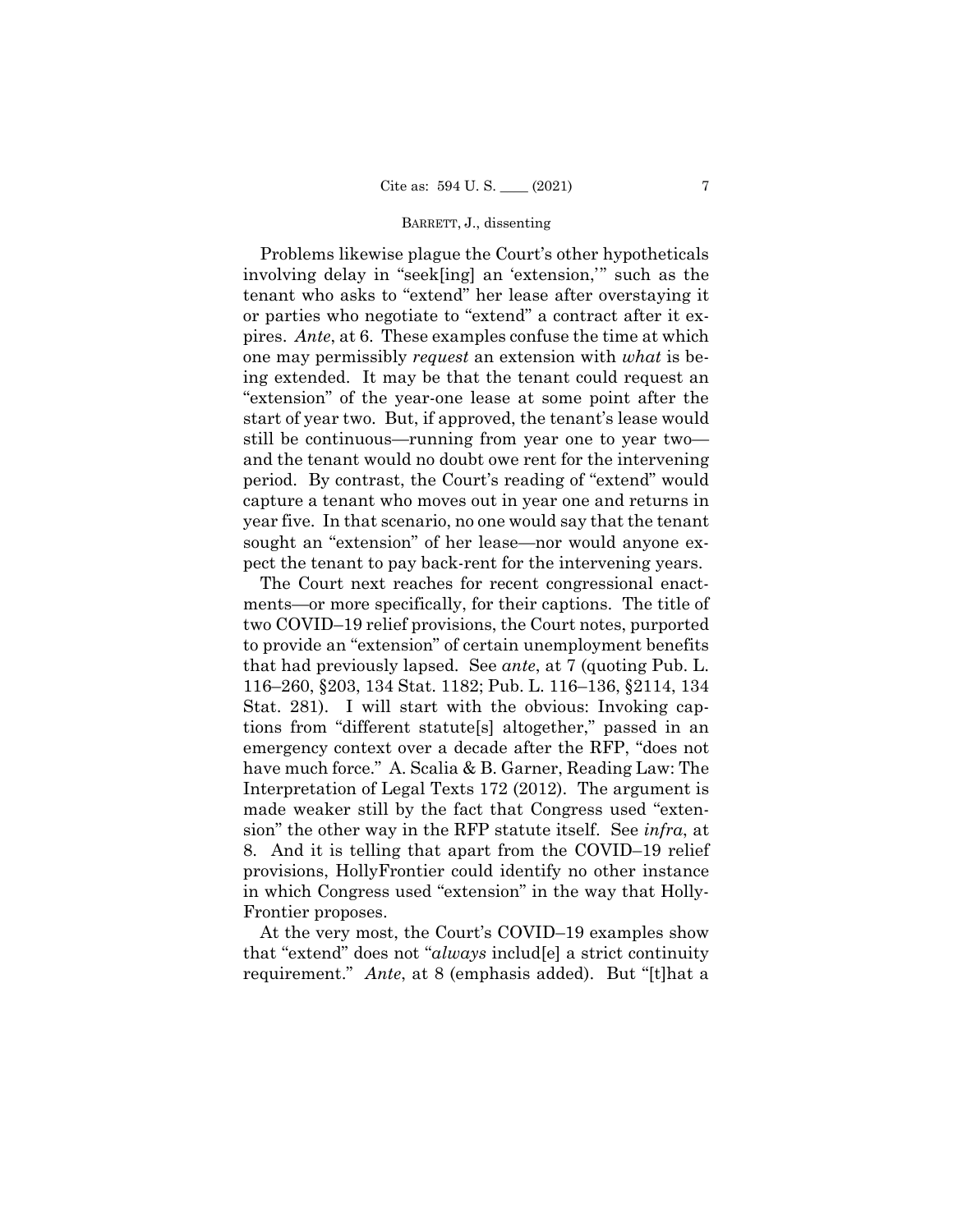Problems likewise plague the Court's other hypotheticals involving delay in "seek[ing] an 'extension,'" such as the tenant who asks to "extend" her lease after overstaying it or parties who negotiate to "extend" a contract after it expires. *Ante*, at 6. These examples confuse the time at which one may permissibly *request* an extension with *what* is being extended. It may be that the tenant could request an "extension" of the year-one lease at some point after the start of year two. But, if approved, the tenant's lease would still be continuous—running from year one to year two—and the tenant would no doubt owe rent for the intervening period. By contrast, the Court's reading of "extend" would capture a tenant who moves out in year one and returns in year five. In that scenario, no one would say that the tenant sought an "extension" of her lease—nor would anyone expect the tenant to pay back-rent for the intervening years.

The Court next reaches for recent congressional enactments—or more specifically, for their captions. The title of two COVID–19 relief provisions, the Court notes, purported to provide an "extension" of certain unemployment benefits that had previously lapsed. See *ante*, at 7 (quoting Pub. L. 116–260, §203, 134 Stat. 1182; Pub. L. 116–136, §2114, 134 Stat. 281). I will start with the obvious: Invoking captions from "different statute[s] altogether," passed in an emergency context over a decade after the RFP, "does not have much force." A. Scalia & B. Garner, Reading Law: The Interpretation of Legal Texts 172 (2012). The argument is made weaker still by the fact that Congress used "extension" the other way in the RFP statute itself. See *infra*, at 8. And it is telling that apart from the COVID–19 relief provisions, HollyFrontier could identify no other instance in which Congress used "extension" in the way that HollyFrontier proposes.

At the very most, the Court's COVID–19 examples show that "extend" does not "*always* includ[e] a strict continuity requirement." *Ante*, at 8 (emphasis added). But "[t]hat a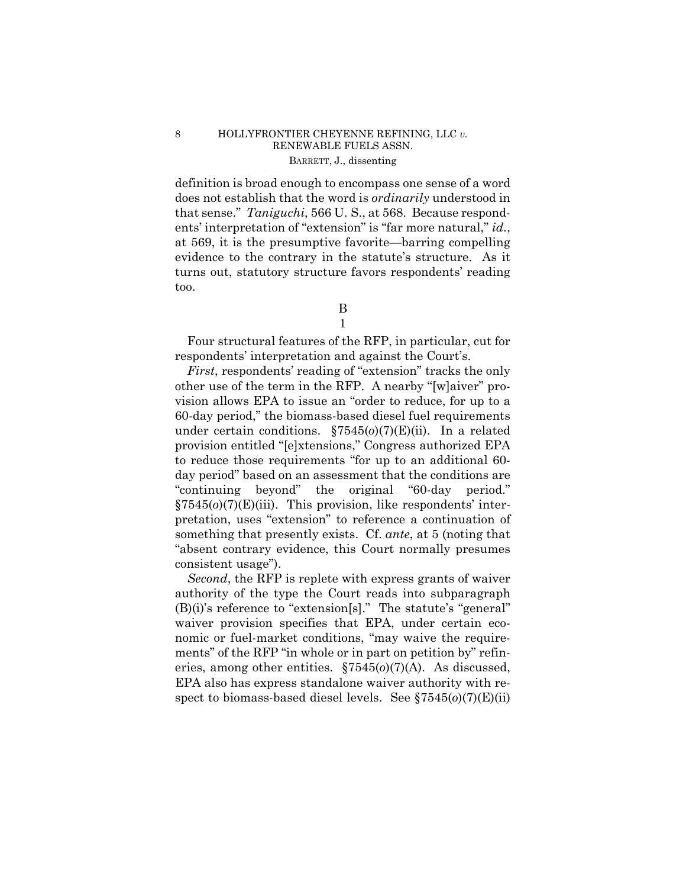definition is broad enough to encompass one sense of a word does not establish that the word is *ordinarily* understood in that sense." *Taniguchi*, 566 U. S., at 568. Because respondents' interpretation of "extension" is "far more natural," *id.*, at 569, it is the presumptive favorite—barring compelling evidence to the contrary in the statute's structure. As it turns out, statutory structure favors respondents' reading too.

B

1

Four structural features of the RFP, in particular, cut for respondents' interpretation and against the Court's.

*First*, respondents' reading of "extension" tracks the only other use of the term in the RFP. A nearby "[w]aiver" provision allows EPA to issue an "order to reduce, for up to a 60-day period," the biomass-based diesel fuel requirements under certain conditions. §7545(*o*)(7)(E)(ii). In a related provision entitled "[e]xtensions," Congress authorized EPA to reduce those requirements "for up to an additional 60-day period" based on an assessment that the conditions are "continuing beyond" the original "60-day period." §7545(*o*)(7)(E)(iii). This provision, like respondents' interpretation, uses "extension" to reference a continuation of something that presently exists. Cf. *ante*, at 5 (noting that "absent contrary evidence, this Court normally presumes consistent usage").

*Second*, the RFP is replete with express grants of waiver authority of the type the Court reads into subparagraph (B)(i)'s reference to "extension[s]." The statute's "general" waiver provision specifies that EPA, under certain economic or fuel-market conditions, "may waive the requirements" of the RFP "in whole or in part on petition by" refineries, among other entities. §7545(*o*)(7)(A). As discussed, EPA also has express standalone waiver authority with respect to biomass-based diesel levels. See §7545(*o*)(7)(E)(ii)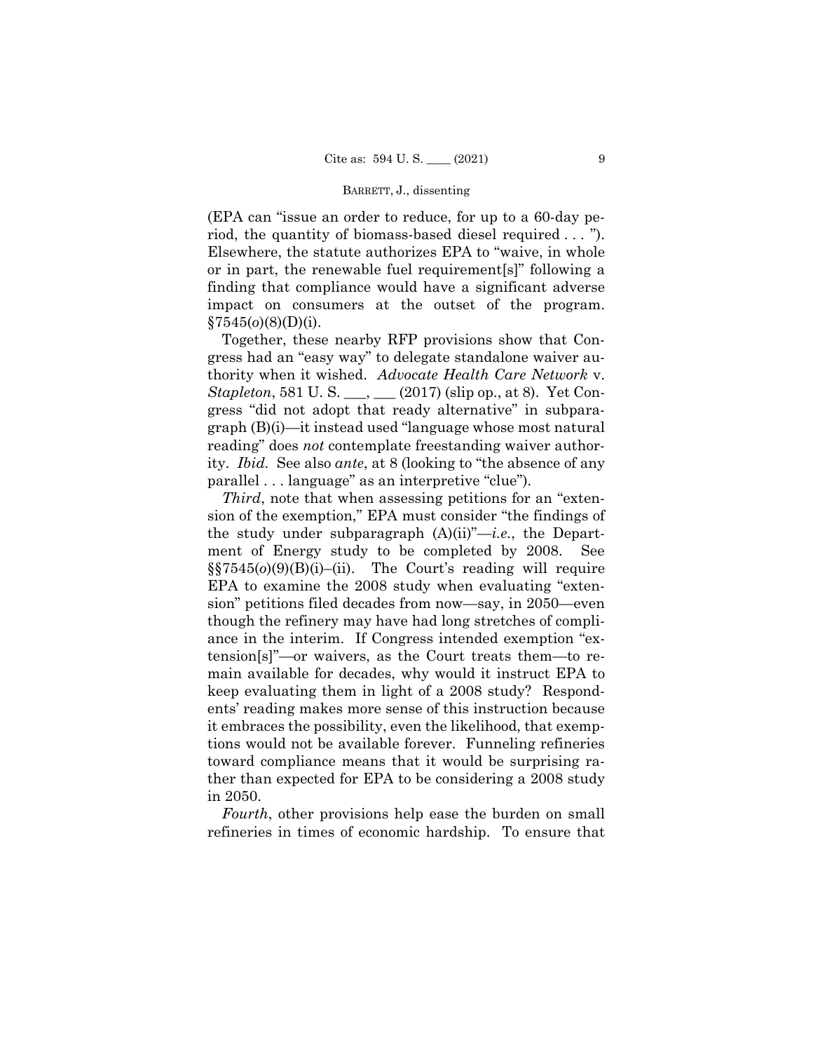(EPA can "issue an order to reduce, for up to a 60-day period, the quantity of biomass-based diesel required . . . "). Elsewhere, the statute authorizes EPA to "waive, in whole or in part, the renewable fuel requirement[s]" following a finding that compliance would have a significant adverse impact on consumers at the outset of the program. §7545(*o*)(8)(D)(i).

Together, these nearby RFP provisions show that Congress had an "easy way" to delegate standalone waiver authority when it wished. *Advocate Health Care Network* v. *Stapleton*, 581 U. S. ___, ___ (2017) (slip op., at 8). Yet Congress "did not adopt that ready alternative" in subparagraph (B)(i)—it instead used "language whose most natural reading" does *not* contemplate freestanding waiver authority. *Ibid.* See also *ante*, at 8 (looking to "the absence of any parallel . . . language" as an interpretive "clue").

*Third*, note that when assessing petitions for an "extension of the exemption," EPA must consider "the findings of the study under subparagraph (A)(ii)"—*i.e.*, the Department of Energy study to be completed by 2008. See §§7545(*o*)(9)(B)(i)–(ii). The Court's reading will require EPA to examine the 2008 study when evaluating "extension" petitions filed decades from now—say, in 2050—even though the refinery may have had long stretches of compliance in the interim. If Congress intended exemption "extension[s]"—or waivers, as the Court treats them—to remain available for decades, why would it instruct EPA to keep evaluating them in light of a 2008 study? Respondents' reading makes more sense of this instruction because it embraces the possibility, even the likelihood, that exemptions would not be available forever. Funneling refineries toward compliance means that it would be surprising rather than expected for EPA to be considering a 2008 study in 2050.

*Fourth*, other provisions help ease the burden on small refineries in times of economic hardship. To ensure that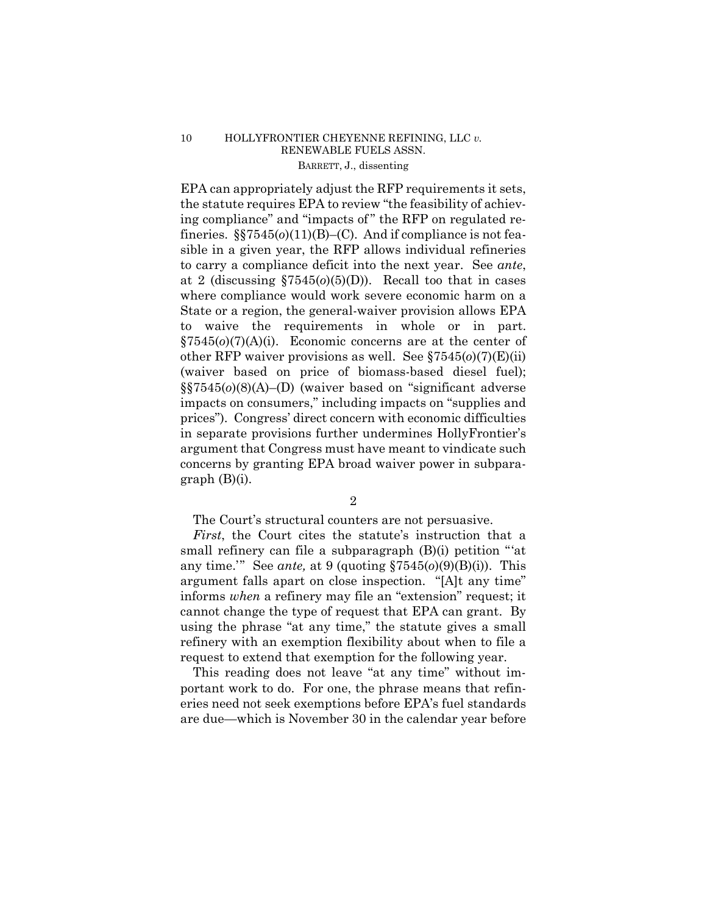EPA can appropriately adjust the RFP requirements it sets, the statute requires EPA to review "the feasibility of achieving compliance" and "impacts of" the RFP on regulated refineries. §§7545(*o*)(11)(B)–(C). And if compliance is not feasible in a given year, the RFP allows individual refineries to carry a compliance deficit into the next year. See *ante*, at 2 (discussing §7545(*o*)(5)(D)). Recall too that in cases where compliance would work severe economic harm on a State or a region, the general-waiver provision allows EPA to waive the requirements in whole or in part. §7545(*o*)(7)(A)(i). Economic concerns are at the center of other RFP waiver provisions as well. See §7545(*o*)(7)(E)(ii) (waiver based on price of biomass-based diesel fuel); §§7545(*o*)(8)(A)–(D) (waiver based on "significant adverse impacts on consumers," including impacts on "supplies and prices"). Congress' direct concern with economic difficulties in separate provisions further undermines HollyFrontier's argument that Congress must have meant to vindicate such concerns by granting EPA broad waiver power in subparagraph (B)(i).

2

The Court's structural counters are not persuasive.

*First*, the Court cites the statute's instruction that a small refinery can file a subparagraph (B)(i) petition "'at any time.'" See *ante,* at 9 (quoting §7545(*o*)(9)(B)(i)). This argument falls apart on close inspection. "[A]t any time" informs *when* a refinery may file an "extension" request; it cannot change the type of request that EPA can grant. By using the phrase "at any time," the statute gives a small refinery with an exemption flexibility about when to file a request to extend that exemption for the following year.

This reading does not leave "at any time" without important work to do. For one, the phrase means that refineries need not seek exemptions before EPA's fuel standards are due—which is November 30 in the calendar year before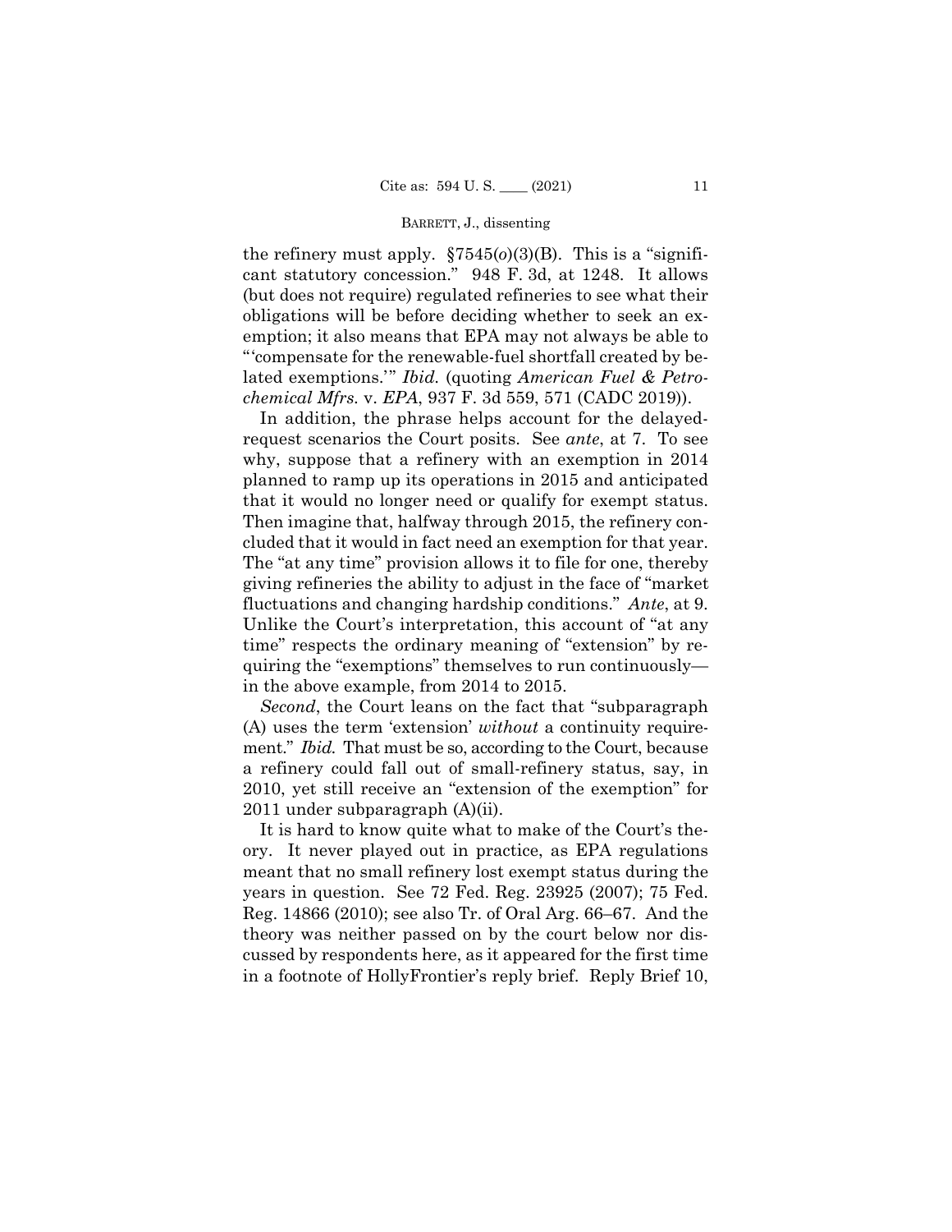the refinery must apply. §7545(*o*)(3)(B). This is a "significant statutory concession." 948 F. 3d, at 1248. It allows (but does not require) regulated refineries to see what their obligations will be before deciding whether to seek an exemption; it also means that EPA may not always be able to "'compensate for the renewable-fuel shortfall created by belated exemptions.'" *Ibid.* (quoting *American Fuel & Petrochemical Mfrs.* v. *EPA*, 937 F. 3d 559, 571 (CADC 2019)).

In addition, the phrase helps account for the delayed-request scenarios the Court posits. See *ante*, at 7. To see why, suppose that a refinery with an exemption in 2014 planned to ramp up its operations in 2015 and anticipated that it would no longer need or qualify for exempt status. Then imagine that, halfway through 2015, the refinery concluded that it would in fact need an exemption for that year. The "at any time" provision allows it to file for one, thereby giving refineries the ability to adjust in the face of "market fluctuations and changing hardship conditions." *Ante*, at 9. Unlike the Court's interpretation, this account of "at any time" respects the ordinary meaning of "extension" by requiring the "exemptions" themselves to run continuously—in the above example, from 2014 to 2015.

*Second*, the Court leans on the fact that "subparagraph (A) uses the term 'extension' *without* a continuity requirement." *Ibid.* That must be so, according to the Court, because a refinery could fall out of small-refinery status, say, in 2010, yet still receive an "extension of the exemption" for 2011 under subparagraph (A)(ii).

It is hard to know quite what to make of the Court's theory. It never played out in practice, as EPA regulations meant that no small refinery lost exempt status during the years in question. See 72 Fed. Reg. 23925 (2007); 75 Fed. Reg. 14866 (2010); see also Tr. of Oral Arg. 66–67. And the theory was neither passed on by the court below nor discussed by respondents here, as it appeared for the first time in a footnote of HollyFrontier's reply brief. Reply Brief 10,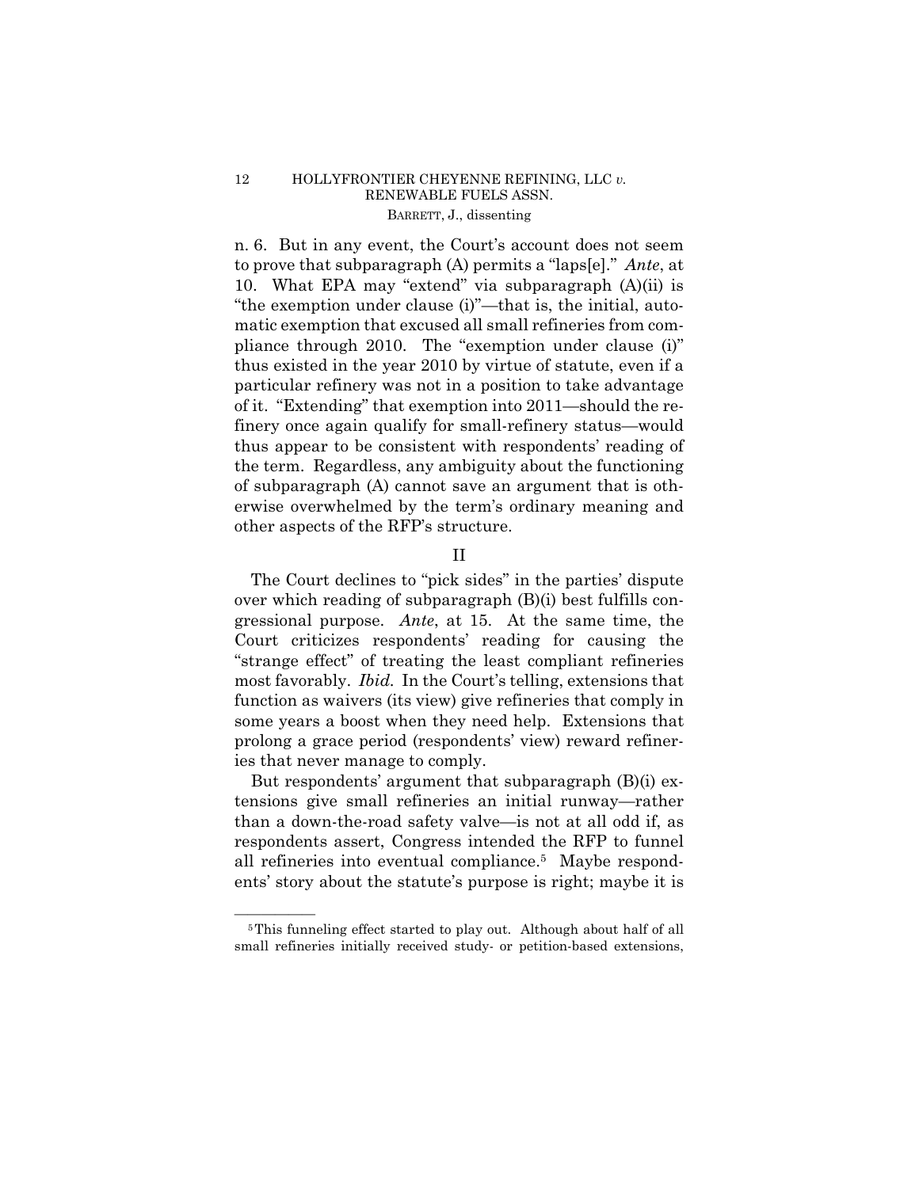n. 6. But in any event, the Court's account does not seem to prove that subparagraph (A) permits a "laps[e]." *Ante*, at 10. What EPA may "extend" via subparagraph (A)(ii) is "the exemption under clause (i)"—that is, the initial, automatic exemption that excused all small refineries from compliance through 2010. The "exemption under clause (i)" thus existed in the year 2010 by virtue of statute, even if a particular refinery was not in a position to take advantage of it. "Extending" that exemption into 2011—should the refinery once again qualify for small-refinery status—would thus appear to be consistent with respondents' reading of the term. Regardless, any ambiguity about the functioning of subparagraph (A) cannot save an argument that is otherwise overwhelmed by the term's ordinary meaning and other aspects of the RFP's structure.

## II

The Court declines to "pick sides" in the parties' dispute over which reading of subparagraph (B)(i) best fulfills congressional purpose. *Ante*, at 15. At the same time, the Court criticizes respondents' reading for causing the "strange effect" of treating the least compliant refineries most favorably. *Ibid.* In the Court's telling, extensions that function as waivers (its view) give refineries that comply in some years a boost when they need help. Extensions that prolong a grace period (respondents' view) reward refineries that never manage to comply.

But respondents' argument that subparagraph (B)(i) extensions give small refineries an initial runway—rather than a down-the-road safety valve—is not at all odd if, as respondents assert, Congress intended the RFP to funnel all refineries into eventual compliance.[5] Maybe respondents' story about the statute's purpose is right; maybe it is

---

[5] This funneling effect started to play out. Although about half of all small refineries initially received study- or petition-based extensions,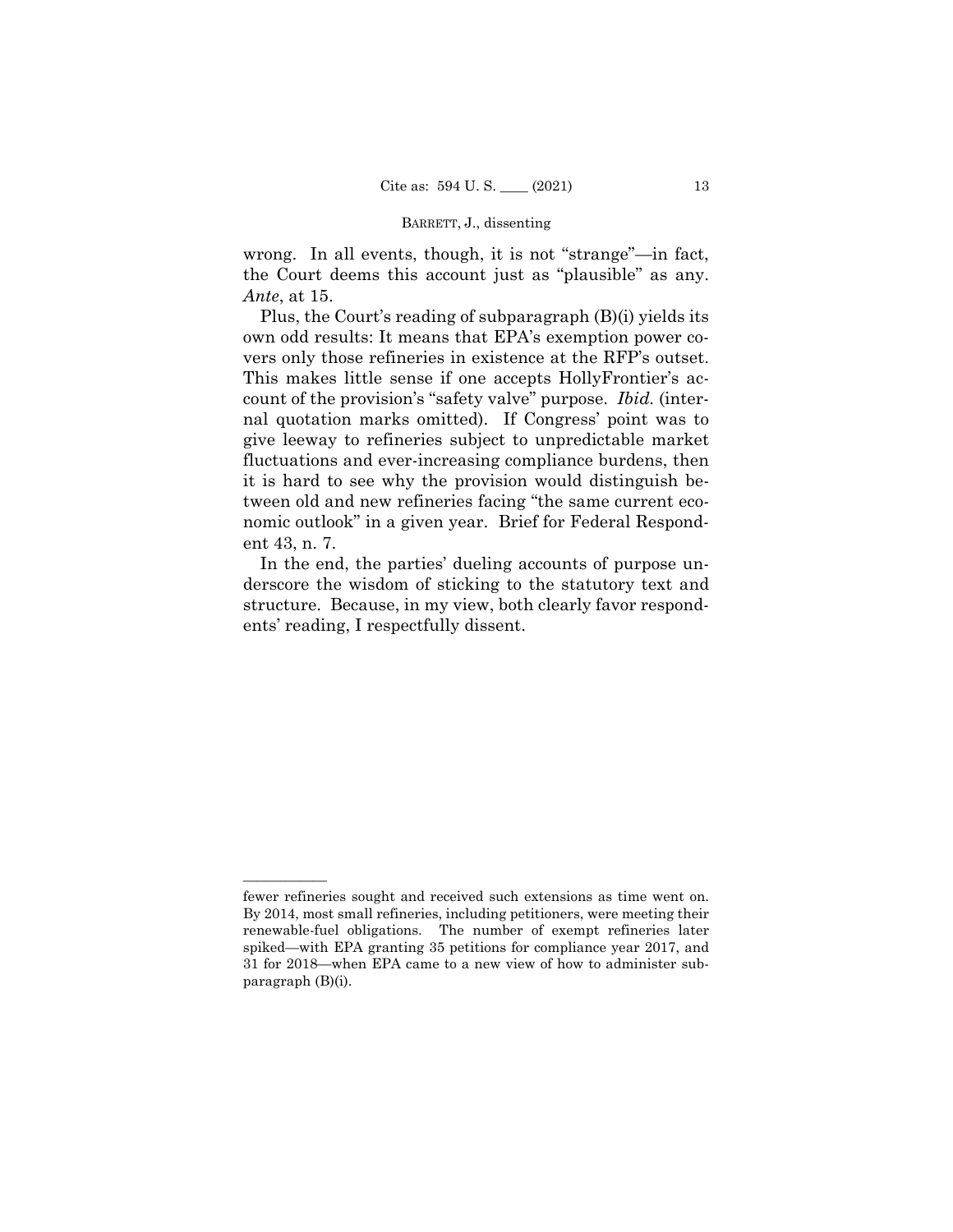wrong. In all events, though, it is not "strange"—in fact, the Court deems this account just as "plausible" as any. *Ante*, at 15.

Plus, the Court's reading of subparagraph (B)(i) yields its own odd results: It means that EPA's exemption power covers only those refineries in existence at the RFP's outset. This makes little sense if one accepts HollyFrontier's account of the provision's "safety valve" purpose. *Ibid.* (internal quotation marks omitted). If Congress' point was to give leeway to refineries subject to unpredictable market fluctuations and ever-increasing compliance burdens, then it is hard to see why the provision would distinguish between old and new refineries facing "the same current economic outlook" in a given year. Brief for Federal Respondent 43, n. 7.

In the end, the parties' dueling accounts of purpose underscore the wisdom of sticking to the statutory text and structure. Because, in my view, both clearly favor respondents' reading, I respectfully dissent.

---

fewer refineries sought and received such extensions as time went on. By 2014, most small refineries, including petitioners, were meeting their renewable-fuel obligations. The number of exempt refineries later spiked—with EPA granting 35 petitions for compliance year 2017, and 31 for 2018—when EPA came to a new view of how to administer subparagraph (B)(i).